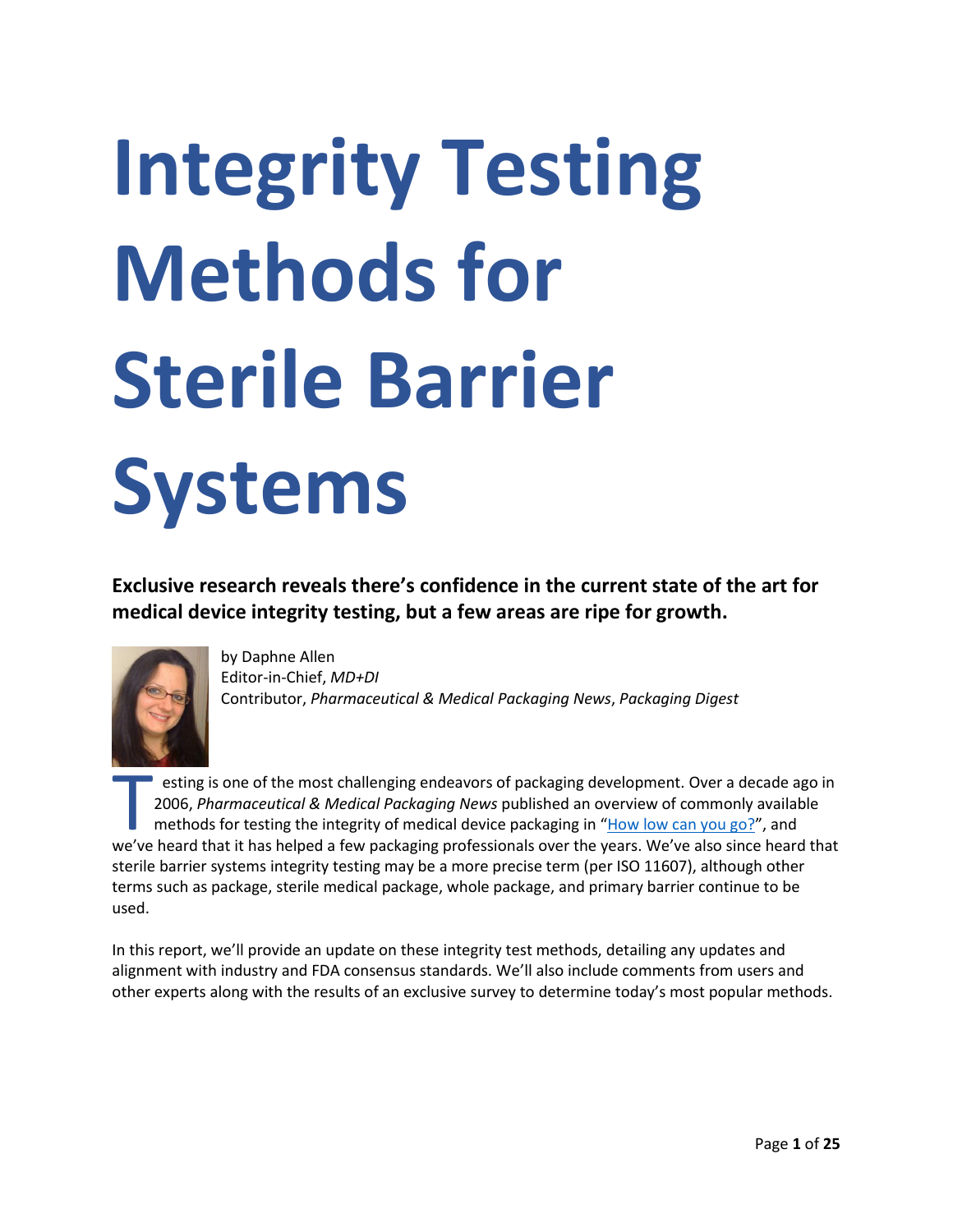# Integrity Testing Methods for Sterile Barrier Systems

**Exclusive research reveals there's confidence in the current state of the art for medical device integrity testing, but a few areas are ripe for growth.**

by Daphne Allen
Editor-in-Chief, *MD+DI*
Contributor, *Pharmaceutical & Medical Packaging News*, *Packaging Digest*

Testing is one of the most challenging endeavors of packaging development. Over a decade ago in 2006, *Pharmaceutical & Medical Packaging News* published an overview of commonly available methods for testing the integrity of medical device packaging in "How low can you go?", and we've heard that it has helped a few packaging professionals over the years. We've also since heard that sterile barrier systems integrity testing may be a more precise term (per ISO 11607), although other terms such as package, sterile medical package, whole package, and primary barrier continue to be used.

In this report, we'll provide an update on these integrity test methods, detailing any updates and alignment with industry and FDA consensus standards. We'll also include comments from users and other experts along with the results of an exclusive survey to determine today's most popular methods.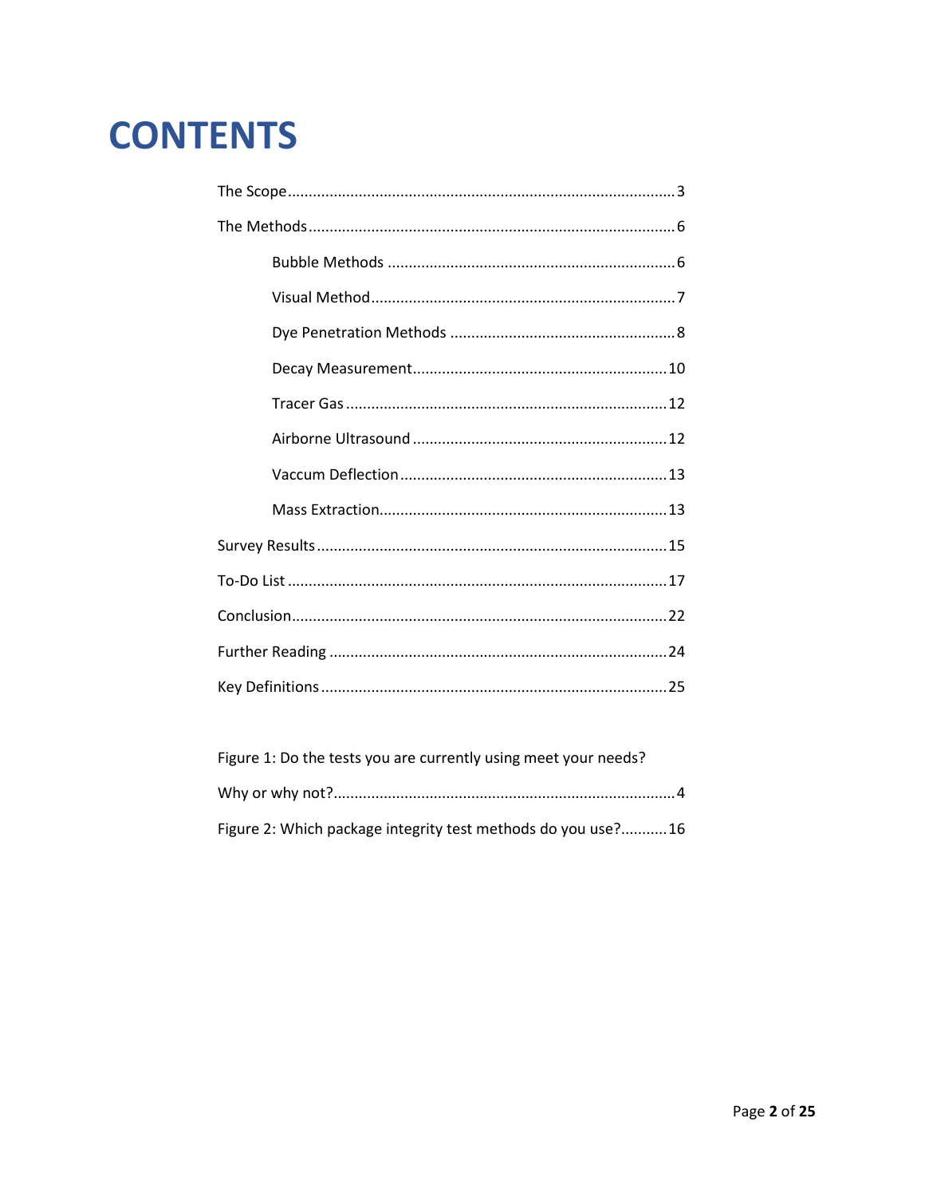# CONTENTS

The Scope ........................................................................................ 3

The Methods ..................................................................................... 6

- Bubble Methods ................................................................... 6
- Visual Method ....................................................................... 7
- Dye Penetration Methods ..................................................... 8
- Decay Measurement ........................................................... 10
- Tracer Gas ........................................................................... 12
- Airborne Ultrasound ........................................................... 12
- Vaccum Deflection .............................................................. 13
- Mass Extraction ................................................................... 13

Survey Results ................................................................................. 15

To-Do List ........................................................................................ 17

Conclusion ....................................................................................... 22

Further Reading ............................................................................... 24

Key Definitions ................................................................................ 25

Figure 1: Do the tests you are currently using meet your needs? Why or why not? ............................................................................... 4

Figure 2: Which package integrity test methods do you use? ........... 16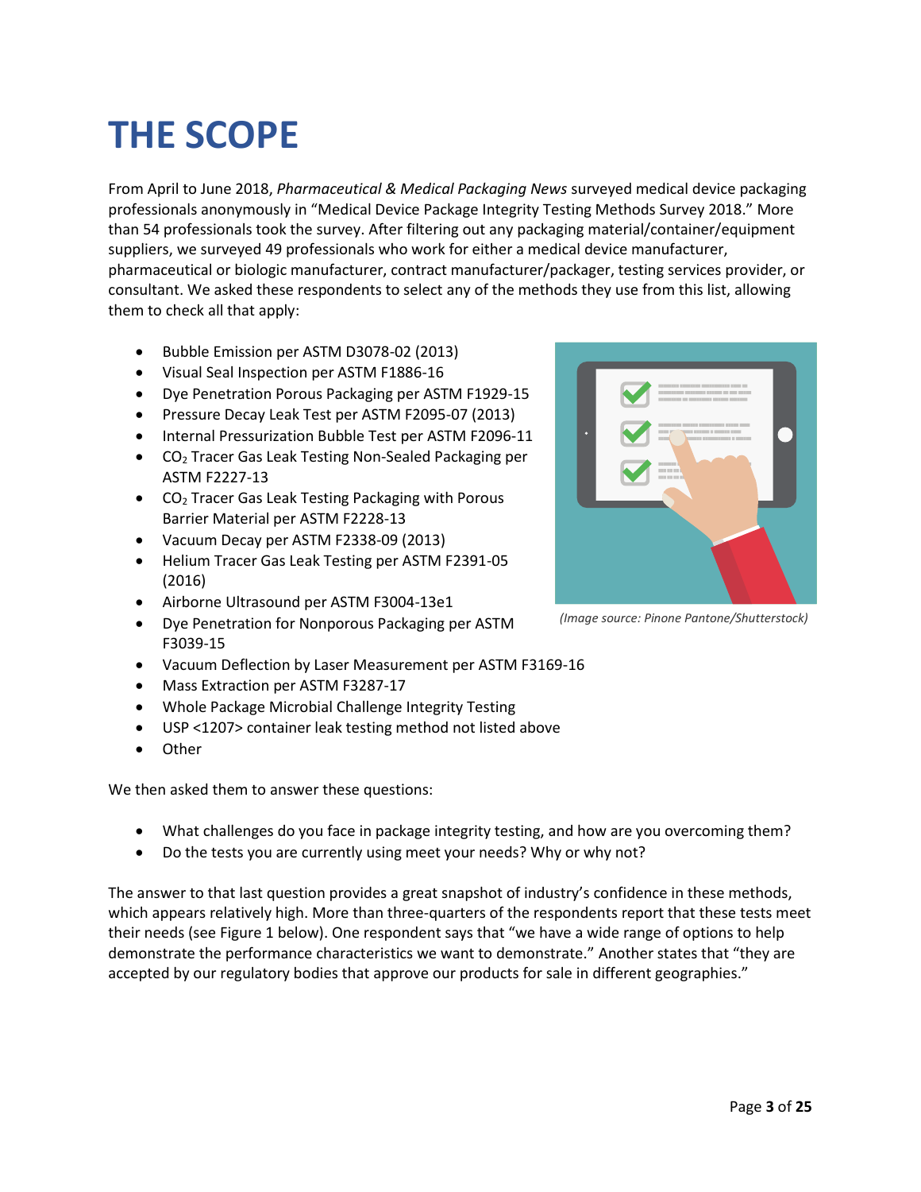# THE SCOPE

From April to June 2018, *Pharmaceutical & Medical Packaging News* surveyed medical device packaging professionals anonymously in "Medical Device Package Integrity Testing Methods Survey 2018." More than 54 professionals took the survey. After filtering out any packaging material/container/equipment suppliers, we surveyed 49 professionals who work for either a medical device manufacturer, pharmaceutical or biologic manufacturer, contract manufacturer/packager, testing services provider, or consultant. We asked these respondents to select any of the methods they use from this list, allowing them to check all that apply:

- Bubble Emission per ASTM D3078-02 (2013)
- Visual Seal Inspection per ASTM F1886-16
- Dye Penetration Porous Packaging per ASTM F1929-15
- Pressure Decay Leak Test per ASTM F2095-07 (2013)
- Internal Pressurization Bubble Test per ASTM F2096-11
- $CO_2$ Tracer Gas Leak Testing Non-Sealed Packaging per ASTM F2227-13
- $CO_2$ Tracer Gas Leak Testing Packaging with Porous Barrier Material per ASTM F2228-13
- Vacuum Decay per ASTM F2338-09 (2013)
- Helium Tracer Gas Leak Testing per ASTM F2391-05 (2016)
- Airborne Ultrasound per ASTM F3004-13e1
- Dye Penetration for Nonporous Packaging per ASTM F3039-15
- Vacuum Deflection by Laser Measurement per ASTM F3169-16
- Mass Extraction per ASTM F3287-17
- Whole Package Microbial Challenge Integrity Testing
- USP <1207> container leak testing method not listed above
- Other

*(Image source: Pinone Pantone/Shutterstock)*

We then asked them to answer these questions:

- What challenges do you face in package integrity testing, and how are you overcoming them?
- Do the tests you are currently using meet your needs? Why or why not?

The answer to that last question provides a great snapshot of industry's confidence in these methods, which appears relatively high. More than three-quarters of the respondents report that these tests meet their needs (see Figure 1 below). One respondent says that "we have a wide range of options to help demonstrate the performance characteristics we want to demonstrate." Another states that "they are accepted by our regulatory bodies that approve our products for sale in different geographies."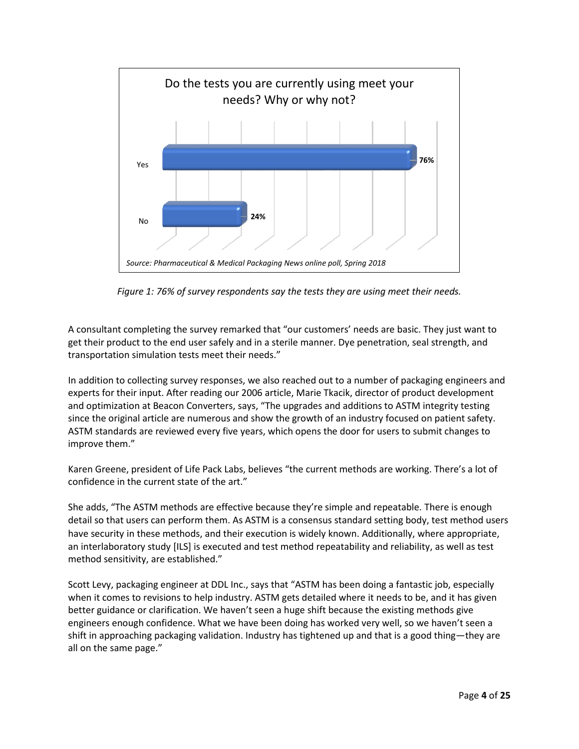**Do the tests you are currently using meet your needs? Why or why not?**

| Response | Percentage |
| --- | --- |
| Yes | 76% |
| No | 24% |

*Source: Pharmaceutical & Medical Packaging News online poll, Spring 2018*

*Figure 1: 76% of survey respondents say the tests they are using meet their needs.*

A consultant completing the survey remarked that "our customers' needs are basic. They just want to get their product to the end user safely and in a sterile manner. Dye penetration, seal strength, and transportation simulation tests meet their needs."

In addition to collecting survey responses, we also reached out to a number of packaging engineers and experts for their input. After reading our 2006 article, Marie Tkacik, director of product development and optimization at Beacon Converters, says, "The upgrades and additions to ASTM integrity testing since the original article are numerous and show the growth of an industry focused on patient safety. ASTM standards are reviewed every five years, which opens the door for users to submit changes to improve them."

Karen Greene, president of Life Pack Labs, believes "the current methods are working. There's a lot of confidence in the current state of the art."

She adds, "The ASTM methods are effective because they're simple and repeatable. There is enough detail so that users can perform them. As ASTM is a consensus standard setting body, test method users have security in these methods, and their execution is widely known. Additionally, where appropriate, an interlaboratory study [ILS] is executed and test method repeatability and reliability, as well as test method sensitivity, are established."

Scott Levy, packaging engineer at DDL Inc., says that "ASTM has been doing a fantastic job, especially when it comes to revisions to help industry. ASTM gets detailed where it needs to be, and it has given better guidance or clarification. We haven't seen a huge shift because the existing methods give engineers enough confidence. What we have been doing has worked very well, so we haven't seen a shift in approaching packaging validation. Industry has tightened up and that is a good thing—they are all on the same page."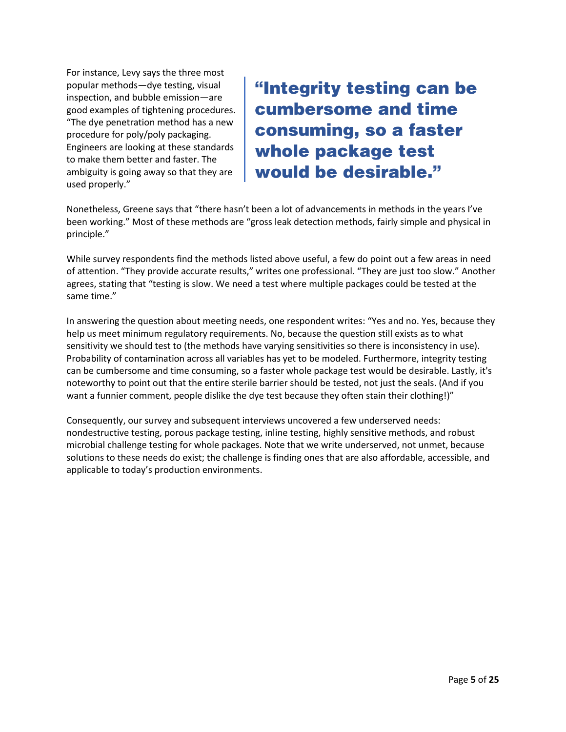For instance, Levy says the three most popular methods—dye testing, visual inspection, and bubble emission—are good examples of tightening procedures. "The dye penetration method has a new procedure for poly/poly packaging. Engineers are looking at these standards to make them better and faster. The ambiguity is going away so that they are used properly."

> **"Integrity testing can be cumbersome and time consuming, so a faster whole package test would be desirable."**

Nonetheless, Greene says that "there hasn't been a lot of advancements in methods in the years I've been working." Most of these methods are "gross leak detection methods, fairly simple and physical in principle."

While survey respondents find the methods listed above useful, a few do point out a few areas in need of attention. "They provide accurate results," writes one professional. "They are just too slow." Another agrees, stating that "testing is slow. We need a test where multiple packages could be tested at the same time."

In answering the question about meeting needs, one respondent writes: "Yes and no. Yes, because they help us meet minimum regulatory requirements. No, because the question still exists as to what sensitivity we should test to (the methods have varying sensitivities so there is inconsistency in use). Probability of contamination across all variables has yet to be modeled. Furthermore, integrity testing can be cumbersome and time consuming, so a faster whole package test would be desirable. Lastly, it's noteworthy to point out that the entire sterile barrier should be tested, not just the seals. (And if you want a funnier comment, people dislike the dye test because they often stain their clothing!)"

Consequently, our survey and subsequent interviews uncovered a few underserved needs: nondestructive testing, porous package testing, inline testing, highly sensitive methods, and robust microbial challenge testing for whole packages. Note that we write underserved, not unmet, because solutions to these needs do exist; the challenge is finding ones that are also affordable, accessible, and applicable to today's production environments.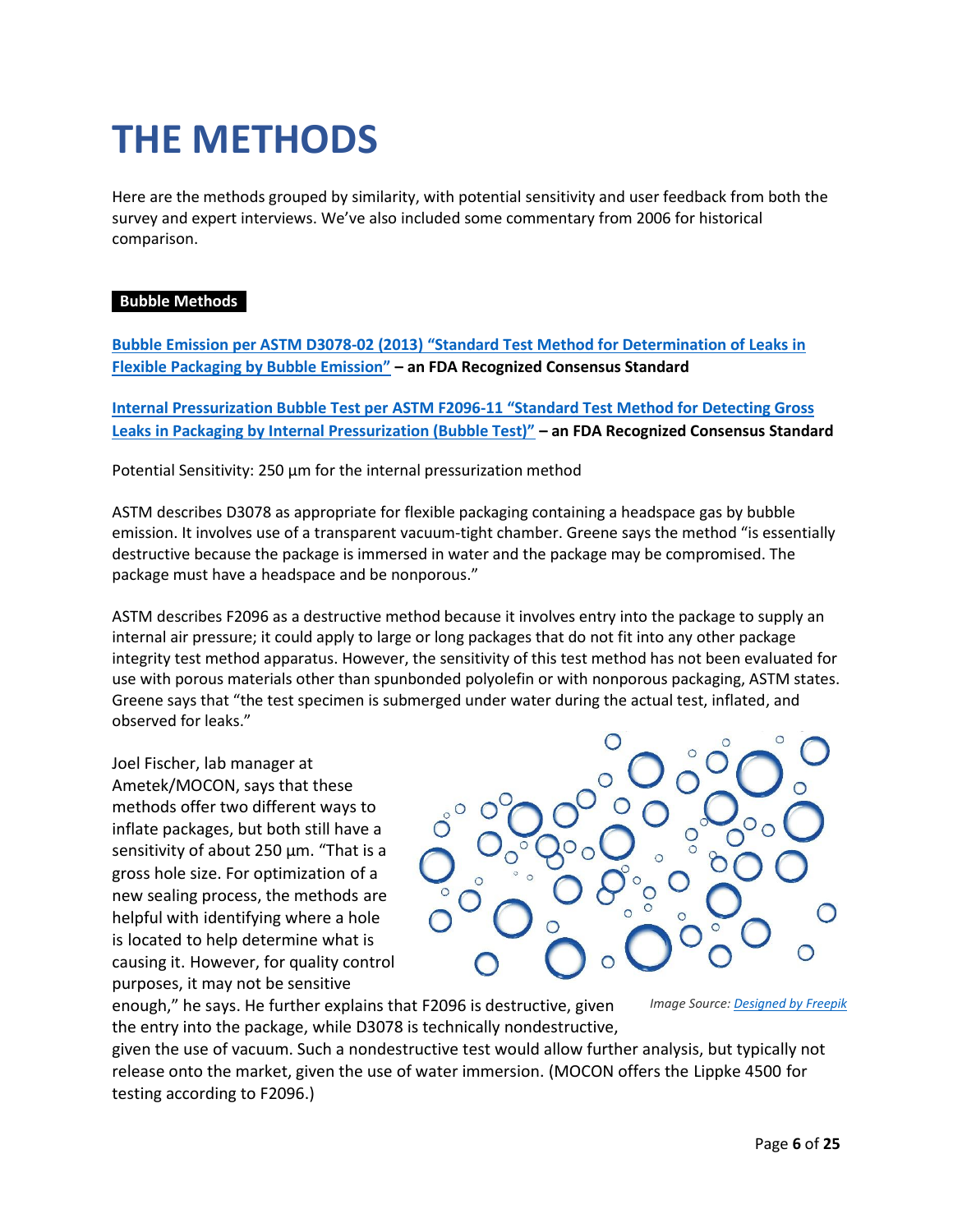# THE METHODS

Here are the methods grouped by similarity, with potential sensitivity and user feedback from both the survey and expert interviews. We've also included some commentary from 2006 for historical comparison.

**Bubble Methods**

**Bubble Emission per ASTM D3078-02 (2013) "Standard Test Method for Determination of Leaks in Flexible Packaging by Bubble Emission" – an FDA Recognized Consensus Standard**

**Internal Pressurization Bubble Test per ASTM F2096-11 "Standard Test Method for Detecting Gross Leaks in Packaging by Internal Pressurization (Bubble Test)" – an FDA Recognized Consensus Standard**

Potential Sensitivity: 250 µm for the internal pressurization method

ASTM describes D3078 as appropriate for flexible packaging containing a headspace gas by bubble emission. It involves use of a transparent vacuum-tight chamber. Greene says the method "is essentially destructive because the package is immersed in water and the package may be compromised. The package must have a headspace and be nonporous."

ASTM describes F2096 as a destructive method because it involves entry into the package to supply an internal air pressure; it could apply to large or long packages that do not fit into any other package integrity test method apparatus. However, the sensitivity of this test method has not been evaluated for use with porous materials other than spunbonded polyolefin or with nonporous packaging, ASTM states. Greene says that "the test specimen is submerged under water during the actual test, inflated, and observed for leaks."

Joel Fischer, lab manager at Ametek/MOCON, says that these methods offer two different ways to inflate packages, but both still have a sensitivity of about 250 µm. "That is a gross hole size. For optimization of a new sealing process, the methods are helpful with identifying where a hole is located to help determine what is causing it. However, for quality control purposes, it may not be sensitive enough," he says. He further explains that F2096 is destructive, given the entry into the package, while D3078 is technically nondestructive, given the use of vacuum. Such a nondestructive test would allow further analysis, but typically not release onto the market, given the use of water immersion. (MOCON offers the Lippke 4500 for testing according to F2096.)

*Image Source: Designed by Freepik*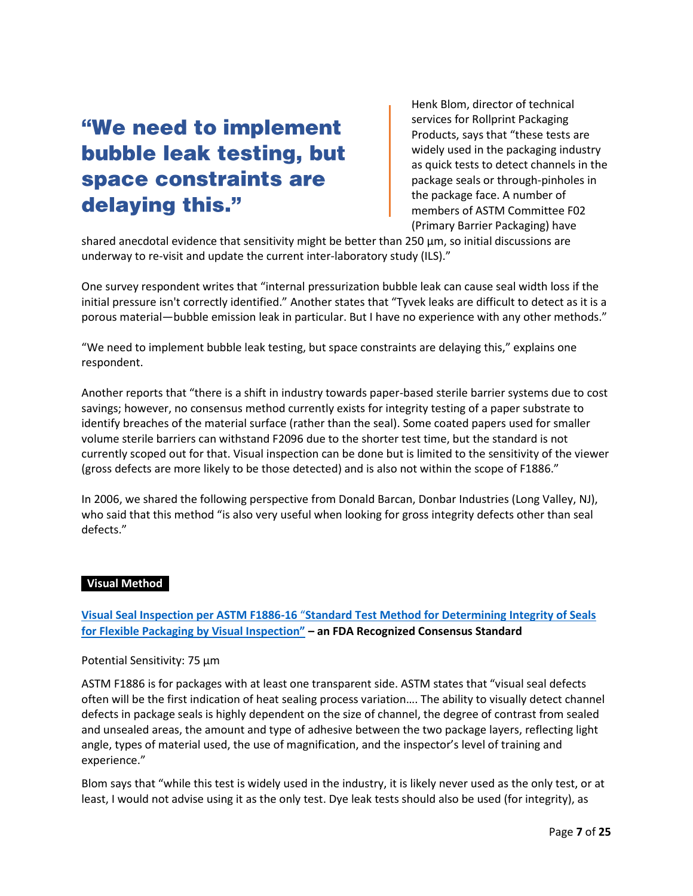> **"We need to implement bubble leak testing, but space constraints are delaying this."**

Henk Blom, director of technical services for Rollprint Packaging Products, says that "these tests are widely used in the packaging industry as quick tests to detect channels in the package seals or through-pinholes in the package face. A number of members of ASTM Committee F02 (Primary Barrier Packaging) have shared anecdotal evidence that sensitivity might be better than 250 µm, so initial discussions are underway to re-visit and update the current inter-laboratory study (ILS)."

One survey respondent writes that "internal pressurization bubble leak can cause seal width loss if the initial pressure isn't correctly identified." Another states that "Tyvek leaks are difficult to detect as it is a porous material—bubble emission leak in particular. But I have no experience with any other methods."

"We need to implement bubble leak testing, but space constraints are delaying this," explains one respondent.

Another reports that "there is a shift in industry towards paper-based sterile barrier systems due to cost savings; however, no consensus method currently exists for integrity testing of a paper substrate to identify breaches of the material surface (rather than the seal). Some coated papers used for smaller volume sterile barriers can withstand F2096 due to the shorter test time, but the standard is not currently scoped out for that. Visual inspection can be done but is limited to the sensitivity of the viewer (gross defects are more likely to be those detected) and is also not within the scope of F1886."

In 2006, we shared the following perspective from Donald Barcan, Donbar Industries (Long Valley, NJ), who said that this method "is also very useful when looking for gross integrity defects other than seal defects."

## Visual Method

**Visual Seal Inspection per ASTM F1886-16 "Standard Test Method for Determining Integrity of Seals for Flexible Packaging by Visual Inspection" – an FDA Recognized Consensus Standard**

Potential Sensitivity: 75 µm

ASTM F1886 is for packages with at least one transparent side. ASTM states that "visual seal defects often will be the first indication of heat sealing process variation…. The ability to visually detect channel defects in package seals is highly dependent on the size of channel, the degree of contrast from sealed and unsealed areas, the amount and type of adhesive between the two package layers, reflecting light angle, types of material used, the use of magnification, and the inspector's level of training and experience."

Blom says that "while this test is widely used in the industry, it is likely never used as the only test, or at least, I would not advise using it as the only test. Dye leak tests should also be used (for integrity), as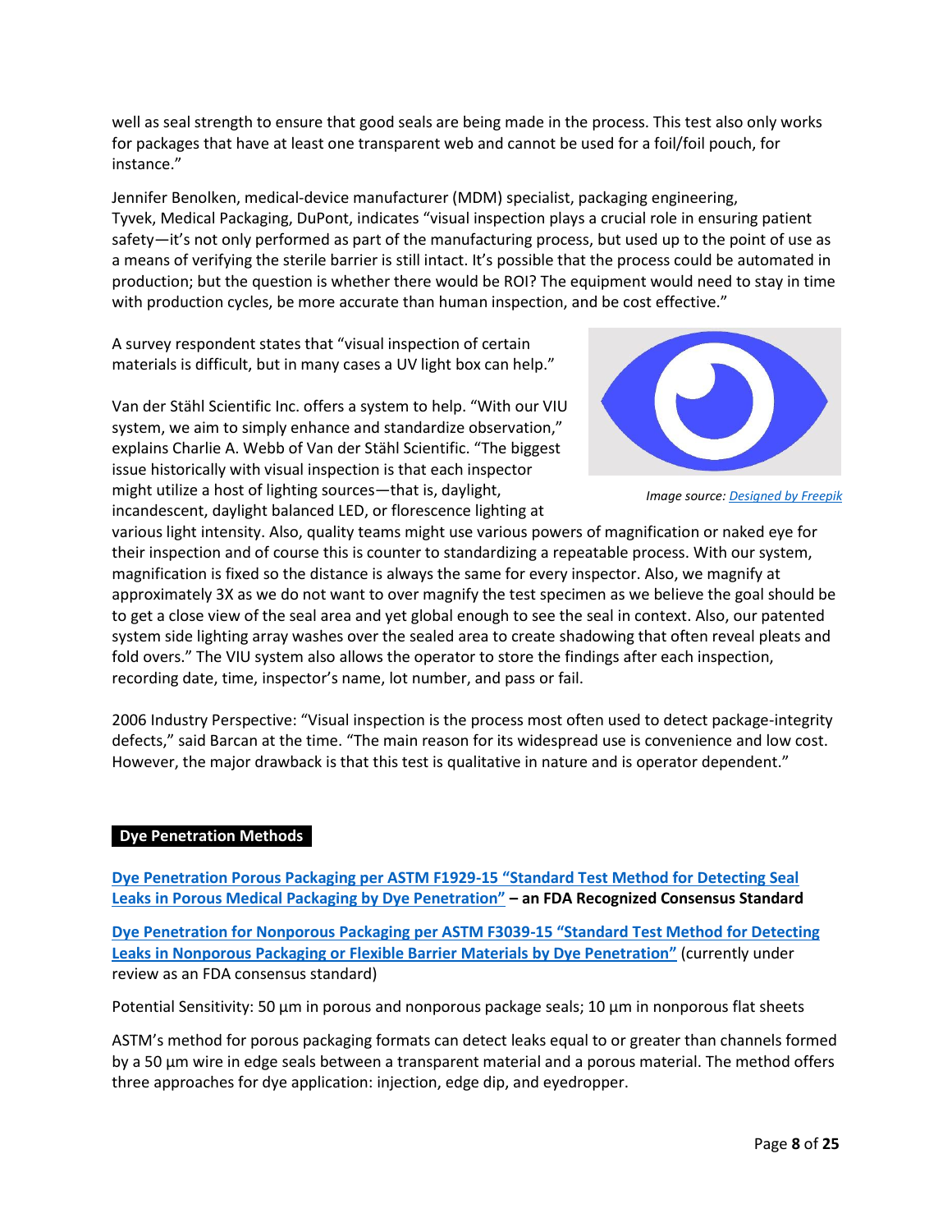well as seal strength to ensure that good seals are being made in the process. This test also only works for packages that have at least one transparent web and cannot be used for a foil/foil pouch, for instance."

Jennifer Benolken, medical-device manufacturer (MDM) specialist, packaging engineering, Tyvek, Medical Packaging, DuPont, indicates "visual inspection plays a crucial role in ensuring patient safety—it's not only performed as part of the manufacturing process, but used up to the point of use as a means of verifying the sterile barrier is still intact. It's possible that the process could be automated in production; but the question is whether there would be ROI? The equipment would need to stay in time with production cycles, be more accurate than human inspection, and be cost effective."

A survey respondent states that "visual inspection of certain materials is difficult, but in many cases a UV light box can help."

*Image source: Designed by Freepik*

Van der Stähl Scientific Inc. offers a system to help. "With our VIU system, we aim to simply enhance and standardize observation," explains Charlie A. Webb of Van der Stähl Scientific. "The biggest issue historically with visual inspection is that each inspector might utilize a host of lighting sources—that is, daylight, incandescent, daylight balanced LED, or florescence lighting at various light intensity. Also, quality teams might use various powers of magnification or naked eye for their inspection and of course this is counter to standardizing a repeatable process. With our system, magnification is fixed so the distance is always the same for every inspector. Also, we magnify at approximately 3X as we do not want to over magnify the test specimen as we believe the goal should be to get a close view of the seal area and yet global enough to see the seal in context. Also, our patented system side lighting array washes over the sealed area to create shadowing that often reveal pleats and fold overs." The VIU system also allows the operator to store the findings after each inspection, recording date, time, inspector's name, lot number, and pass or fail.

2006 Industry Perspective: "Visual inspection is the process most often used to detect package-integrity defects," said Barcan at the time. "The main reason for its widespread use is convenience and low cost. However, the major drawback is that this test is qualitative in nature and is operator dependent."

## Dye Penetration Methods

**Dye Penetration Porous Packaging per ASTM F1929-15 "Standard Test Method for Detecting Seal Leaks in Porous Medical Packaging by Dye Penetration" – an FDA Recognized Consensus Standard**

**Dye Penetration for Nonporous Packaging per ASTM F3039-15 "Standard Test Method for Detecting Leaks in Nonporous Packaging or Flexible Barrier Materials by Dye Penetration"** (currently under review as an FDA consensus standard)

Potential Sensitivity: 50 µm in porous and nonporous package seals; 10 µm in nonporous flat sheets

ASTM's method for porous packaging formats can detect leaks equal to or greater than channels formed by a 50 µm wire in edge seals between a transparent material and a porous material. The method offers three approaches for dye application: injection, edge dip, and eyedropper.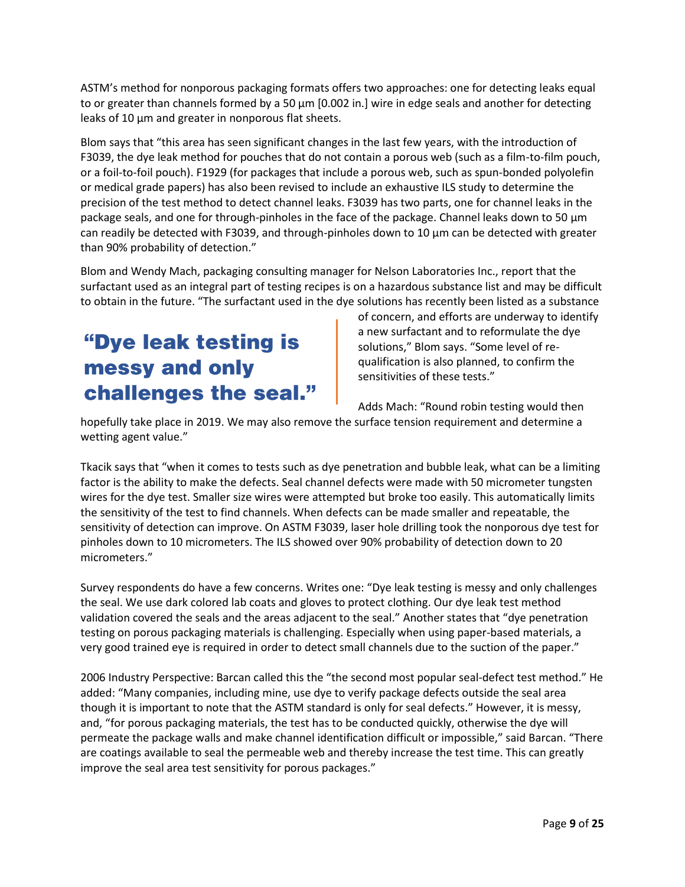ASTM's method for nonporous packaging formats offers two approaches: one for detecting leaks equal to or greater than channels formed by a 50 µm [0.002 in.] wire in edge seals and another for detecting leaks of 10 µm and greater in nonporous flat sheets.

Blom says that "this area has seen significant changes in the last few years, with the introduction of F3039, the dye leak method for pouches that do not contain a porous web (such as a film-to-film pouch, or a foil-to-foil pouch). F1929 (for packages that include a porous web, such as spun-bonded polyolefin or medical grade papers) has also been revised to include an exhaustive ILS study to determine the precision of the test method to detect channel leaks. F3039 has two parts, one for channel leaks in the package seals, and one for through-pinholes in the face of the package. Channel leaks down to 50 µm can readily be detected with F3039, and through-pinholes down to 10 µm can be detected with greater than 90% probability of detection."

Blom and Wendy Mach, packaging consulting manager for Nelson Laboratories Inc., report that the surfactant used as an integral part of testing recipes is on a hazardous substance list and may be difficult to obtain in the future. "The surfactant used in the dye solutions has recently been listed as a substance of concern, and efforts are underway to identify a new surfactant and to reformulate the dye solutions," Blom says. "Some level of re-qualification is also planned, to confirm the sensitivities of these tests."

> **"Dye leak testing is messy and only challenges the seal."**

Adds Mach: "Round robin testing would then hopefully take place in 2019. We may also remove the surface tension requirement and determine a wetting agent value."

Tkacik says that "when it comes to tests such as dye penetration and bubble leak, what can be a limiting factor is the ability to make the defects. Seal channel defects were made with 50 micrometer tungsten wires for the dye test. Smaller size wires were attempted but broke too easily. This automatically limits the sensitivity of the test to find channels. When defects can be made smaller and repeatable, the sensitivity of detection can improve. On ASTM F3039, laser hole drilling took the nonporous dye test for pinholes down to 10 micrometers. The ILS showed over 90% probability of detection down to 20 micrometers."

Survey respondents do have a few concerns. Writes one: "Dye leak testing is messy and only challenges the seal. We use dark colored lab coats and gloves to protect clothing. Our dye leak test method validation covered the seals and the areas adjacent to the seal." Another states that "dye penetration testing on porous packaging materials is challenging. Especially when using paper-based materials, a very good trained eye is required in order to detect small channels due to the suction of the paper."

2006 Industry Perspective: Barcan called this the "the second most popular seal-defect test method." He added: "Many companies, including mine, use dye to verify package defects outside the seal area though it is important to note that the ASTM standard is only for seal defects." However, it is messy, and, "for porous packaging materials, the test has to be conducted quickly, otherwise the dye will permeate the package walls and make channel identification difficult or impossible," said Barcan. "There are coatings available to seal the permeable web and thereby increase the test time. This can greatly improve the seal area test sensitivity for porous packages."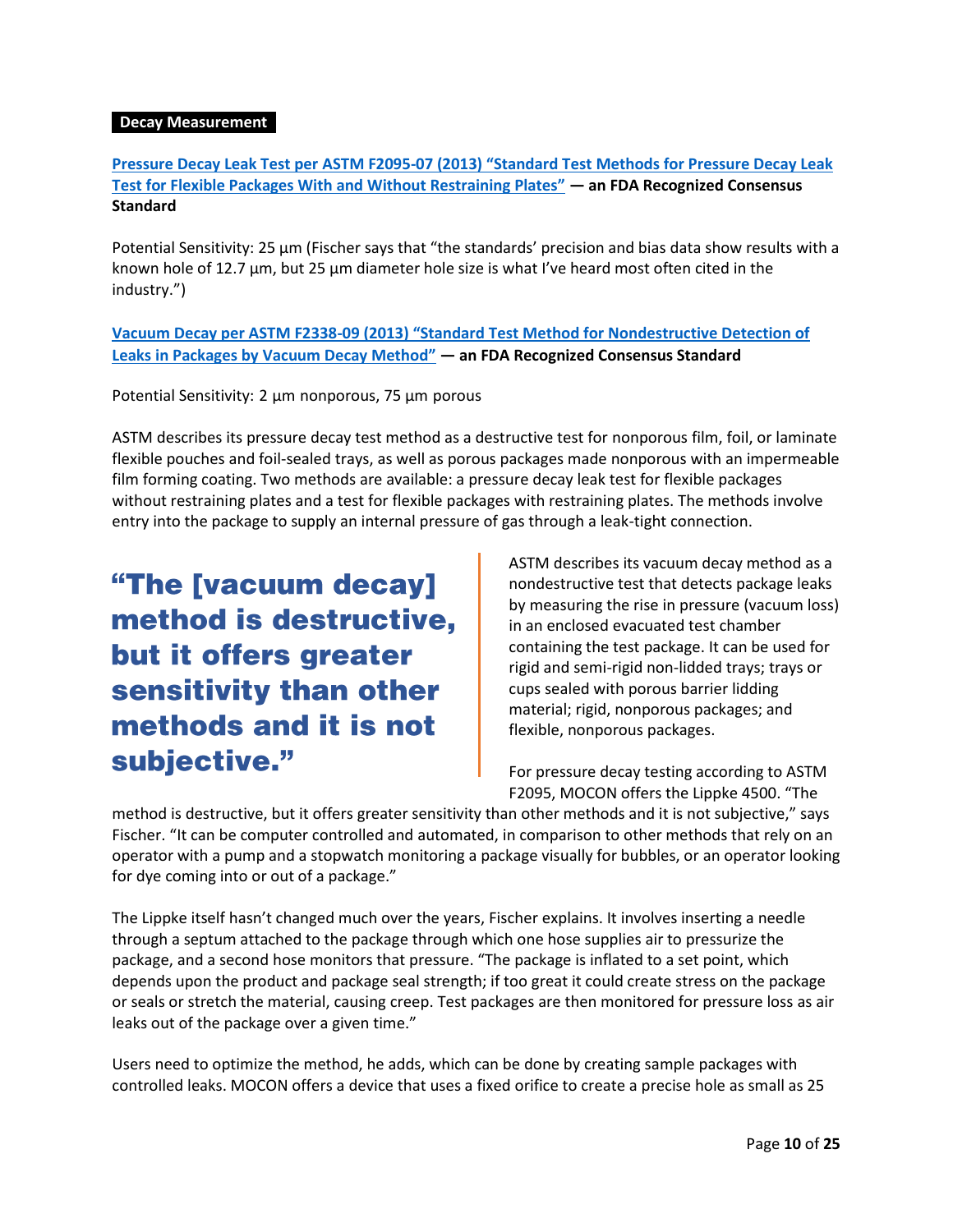**Decay Measurement**

**[Pressure Decay Leak Test per ASTM F2095-07 (2013) "Standard Test Methods for Pressure Decay Leak Test for Flexible Packages With and Without Restraining Plates"] — an FDA Recognized Consensus Standard**

Potential Sensitivity: 25 µm (Fischer says that "the standards' precision and bias data show results with a known hole of 12.7 µm, but 25 µm diameter hole size is what I've heard most often cited in the industry.")

**[Vacuum Decay per ASTM F2338-09 (2013) "Standard Test Method for Nondestructive Detection of Leaks in Packages by Vacuum Decay Method"] — an FDA Recognized Consensus Standard**

Potential Sensitivity: 2 µm nonporous, 75 µm porous

ASTM describes its pressure decay test method as a destructive test for nonporous film, foil, or laminate flexible pouches and foil-sealed trays, as well as porous packages made nonporous with an impermeable film forming coating. Two methods are available: a pressure decay leak test for flexible packages without restraining plates and a test for flexible packages with restraining plates. The methods involve entry into the package to supply an internal pressure of gas through a leak-tight connection.

> **"The [vacuum decay] method is destructive, but it offers greater sensitivity than other methods and it is not subjective."**

ASTM describes its vacuum decay method as a nondestructive test that detects package leaks by measuring the rise in pressure (vacuum loss) in an enclosed evacuated test chamber containing the test package. It can be used for rigid and semi-rigid non-lidded trays; trays or cups sealed with porous barrier lidding material; rigid, nonporous packages; and flexible, nonporous packages.

For pressure decay testing according to ASTM F2095, MOCON offers the Lippke 4500. "The method is destructive, but it offers greater sensitivity than other methods and it is not subjective," says Fischer. "It can be computer controlled and automated, in comparison to other methods that rely on an operator with a pump and a stopwatch monitoring a package visually for bubbles, or an operator looking for dye coming into or out of a package."

The Lippke itself hasn't changed much over the years, Fischer explains. It involves inserting a needle through a septum attached to the package through which one hose supplies air to pressurize the package, and a second hose monitors that pressure. "The package is inflated to a set point, which depends upon the product and package seal strength; if too great it could create stress on the package or seals or stretch the material, causing creep. Test packages are then monitored for pressure loss as air leaks out of the package over a given time."

Users need to optimize the method, he adds, which can be done by creating sample packages with controlled leaks. MOCON offers a device that uses a fixed orifice to create a precise hole as small as 25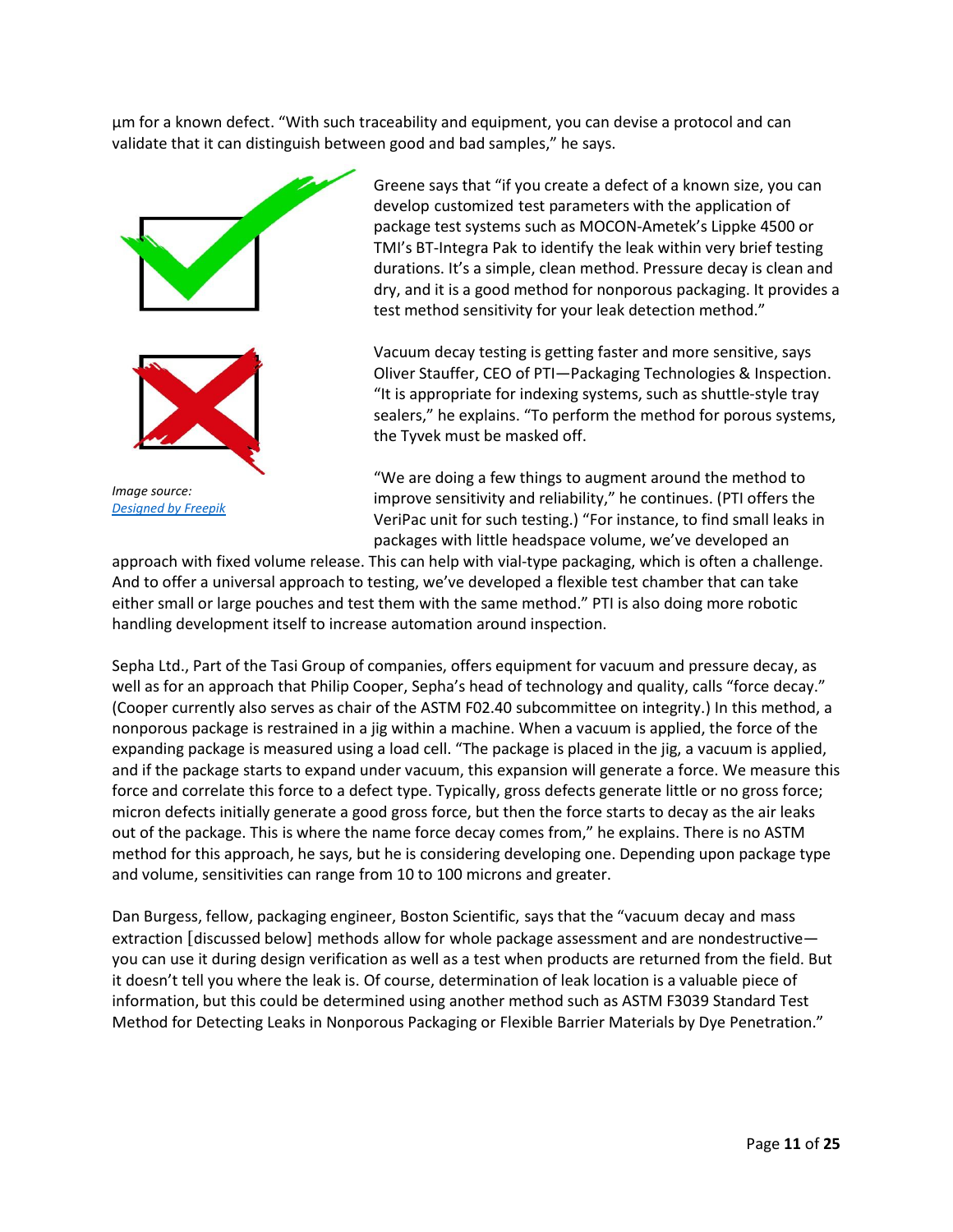µm for a known defect. "With such traceability and equipment, you can devise a protocol and can validate that it can distinguish between good and bad samples," he says.

*Image source: Designed by Freepik*

Greene says that "if you create a defect of a known size, you can develop customized test parameters with the application of package test systems such as MOCON-Ametek's Lippke 4500 or TMI's BT-Integra Pak to identify the leak within very brief testing durations. It's a simple, clean method. Pressure decay is clean and dry, and it is a good method for nonporous packaging. It provides a test method sensitivity for your leak detection method."

Vacuum decay testing is getting faster and more sensitive, says Oliver Stauffer, CEO of PTI—Packaging Technologies & Inspection. "It is appropriate for indexing systems, such as shuttle-style tray sealers," he explains. "To perform the method for porous systems, the Tyvek must be masked off.

"We are doing a few things to augment around the method to improve sensitivity and reliability," he continues. (PTI offers the VeriPac unit for such testing.) "For instance, to find small leaks in packages with little headspace volume, we've developed an approach with fixed volume release. This can help with vial-type packaging, which is often a challenge. And to offer a universal approach to testing, we've developed a flexible test chamber that can take either small or large pouches and test them with the same method." PTI is also doing more robotic handling development itself to increase automation around inspection.

Sepha Ltd., Part of the Tasi Group of companies, offers equipment for vacuum and pressure decay, as well as for an approach that Philip Cooper, Sepha's head of technology and quality, calls "force decay." (Cooper currently also serves as chair of the ASTM F02.40 subcommittee on integrity.) In this method, a nonporous package is restrained in a jig within a machine. When a vacuum is applied, the force of the expanding package is measured using a load cell. "The package is placed in the jig, a vacuum is applied, and if the package starts to expand under vacuum, this expansion will generate a force. We measure this force and correlate this force to a defect type. Typically, gross defects generate little or no gross force; micron defects initially generate a good gross force, but then the force starts to decay as the air leaks out of the package. This is where the name force decay comes from," he explains. There is no ASTM method for this approach, he says, but he is considering developing one. Depending upon package type and volume, sensitivities can range from 10 to 100 microns and greater.

Dan Burgess, fellow, packaging engineer, Boston Scientific, says that the "vacuum decay and mass extraction [discussed below] methods allow for whole package assessment and are nondestructive—you can use it during design verification as well as a test when products are returned from the field. But it doesn't tell you where the leak is. Of course, determination of leak location is a valuable piece of information, but this could be determined using another method such as ASTM F3039 Standard Test Method for Detecting Leaks in Nonporous Packaging or Flexible Barrier Materials by Dye Penetration."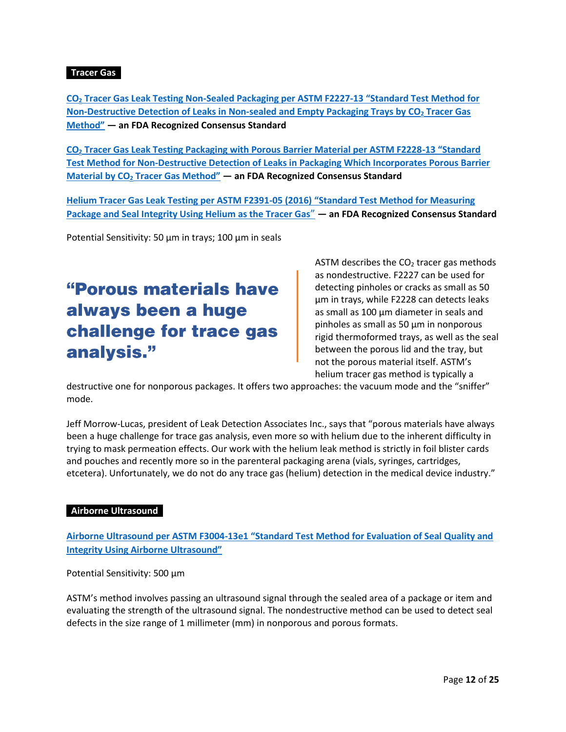## Tracer Gas

**$CO_2$ Tracer Gas Leak Testing Non-Sealed Packaging per ASTM F2227-13 "Standard Test Method for Non-Destructive Detection of Leaks in Non-sealed and Empty Packaging Trays by $CO_2$ Tracer Gas Method" — an FDA Recognized Consensus Standard**

**$CO_2$ Tracer Gas Leak Testing Packaging with Porous Barrier Material per ASTM F2228-13 "Standard Test Method for Non-Destructive Detection of Leaks in Packaging Which Incorporates Porous Barrier Material by $CO_2$ Tracer Gas Method" — an FDA Recognized Consensus Standard**

**Helium Tracer Gas Leak Testing per ASTM F2391-05 (2016) "Standard Test Method for Measuring Package and Seal Integrity Using Helium as the Tracer Gas" — an FDA Recognized Consensus Standard**

Potential Sensitivity: 50 µm in trays; 100 µm in seals

> **"Porous materials have always been a huge challenge for trace gas analysis."**

ASTM describes the $CO_2$ tracer gas methods as nondestructive. F2227 can be used for detecting pinholes or cracks as small as 50 µm in trays, while F2228 can detects leaks as small as 100 µm diameter in seals and pinholes as small as 50 µm in nonporous rigid thermoformed trays, as well as the seal between the porous lid and the tray, but not the porous material itself. ASTM's helium tracer gas method is typically a destructive one for nonporous packages. It offers two approaches: the vacuum mode and the "sniffer" mode.

Jeff Morrow-Lucas, president of Leak Detection Associates Inc., says that "porous materials have always been a huge challenge for trace gas analysis, even more so with helium due to the inherent difficulty in trying to mask permeation effects. Our work with the helium leak method is strictly in foil blister cards and pouches and recently more so in the parenteral packaging arena (vials, syringes, cartridges, etcetera). Unfortunately, we do not do any trace gas (helium) detection in the medical device industry."

## Airborne Ultrasound

**Airborne Ultrasound per ASTM F3004-13e1 "Standard Test Method for Evaluation of Seal Quality and Integrity Using Airborne Ultrasound"**

Potential Sensitivity: 500 µm

ASTM's method involves passing an ultrasound signal through the sealed area of a package or item and evaluating the strength of the ultrasound signal. The nondestructive method can be used to detect seal defects in the size range of 1 millimeter (mm) in nonporous and porous formats.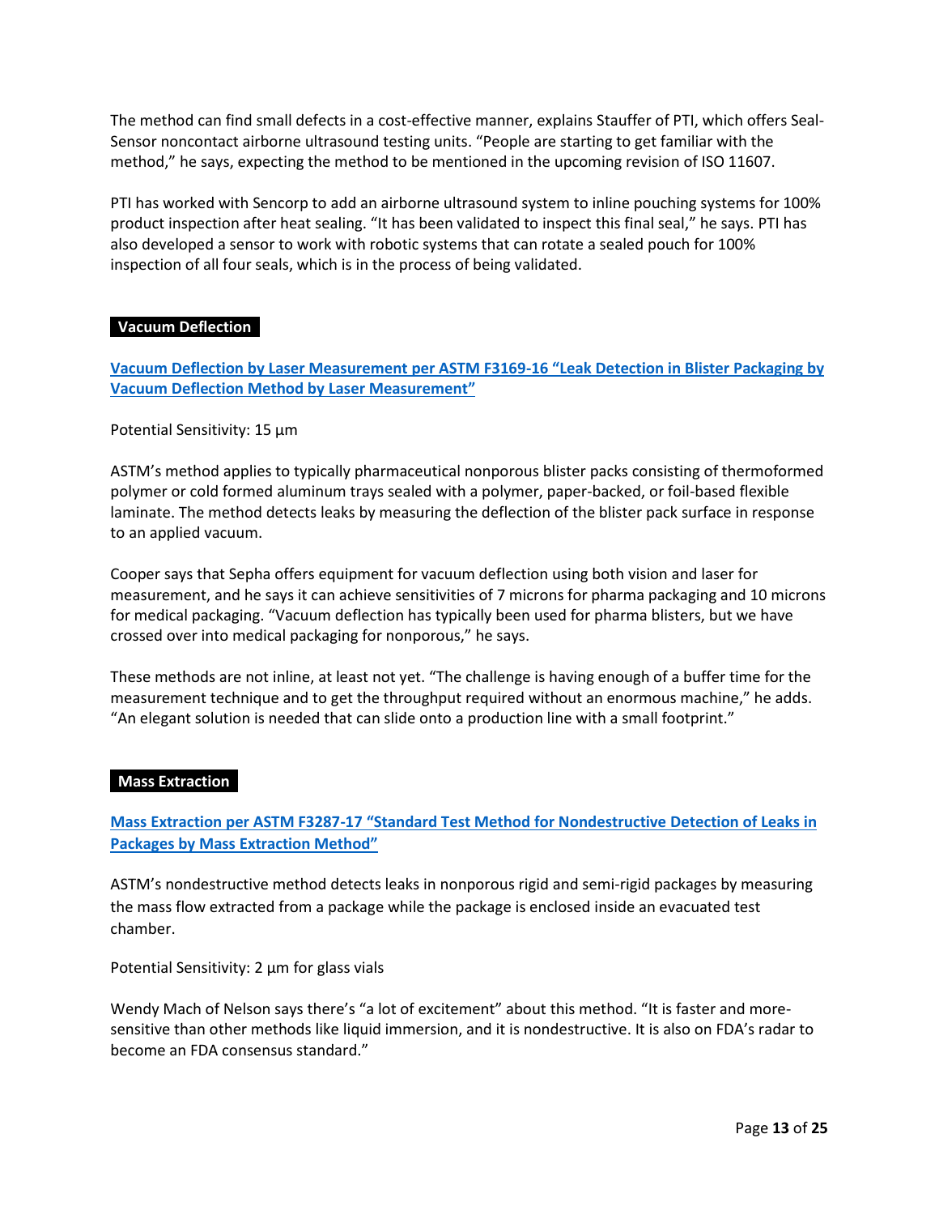The method can find small defects in a cost-effective manner, explains Stauffer of PTI, which offers Seal-Sensor noncontact airborne ultrasound testing units. “People are starting to get familiar with the method,” he says, expecting the method to be mentioned in the upcoming revision of ISO 11607.

PTI has worked with Sencorp to add an airborne ultrasound system to inline pouching systems for 100% product inspection after heat sealing. “It has been validated to inspect this final seal,” he says. PTI has also developed a sensor to work with robotic systems that can rotate a sealed pouch for 100% inspection of all four seals, which is in the process of being validated.

## Vacuum Deflection

**Vacuum Deflection by Laser Measurement per ASTM F3169-16 “Leak Detection in Blister Packaging by Vacuum Deflection Method by Laser Measurement”**

Potential Sensitivity: 15 µm

ASTM’s method applies to typically pharmaceutical nonporous blister packs consisting of thermoformed polymer or cold formed aluminum trays sealed with a polymer, paper-backed, or foil-based flexible laminate. The method detects leaks by measuring the deflection of the blister pack surface in response to an applied vacuum.

Cooper says that Sepha offers equipment for vacuum deflection using both vision and laser for measurement, and he says it can achieve sensitivities of 7 microns for pharma packaging and 10 microns for medical packaging. “Vacuum deflection has typically been used for pharma blisters, but we have crossed over into medical packaging for nonporous,” he says.

These methods are not inline, at least not yet. “The challenge is having enough of a buffer time for the measurement technique and to get the throughput required without an enormous machine,” he adds. “An elegant solution is needed that can slide onto a production line with a small footprint.”

## Mass Extraction

**Mass Extraction per ASTM F3287-17 “Standard Test Method for Nondestructive Detection of Leaks in Packages by Mass Extraction Method”**

ASTM’s nondestructive method detects leaks in nonporous rigid and semi-rigid packages by measuring the mass flow extracted from a package while the package is enclosed inside an evacuated test chamber.

Potential Sensitivity: 2 µm for glass vials

Wendy Mach of Nelson says there’s “a lot of excitement” about this method. “It is faster and more-sensitive than other methods like liquid immersion, and it is nondestructive. It is also on FDA’s radar to become an FDA consensus standard.”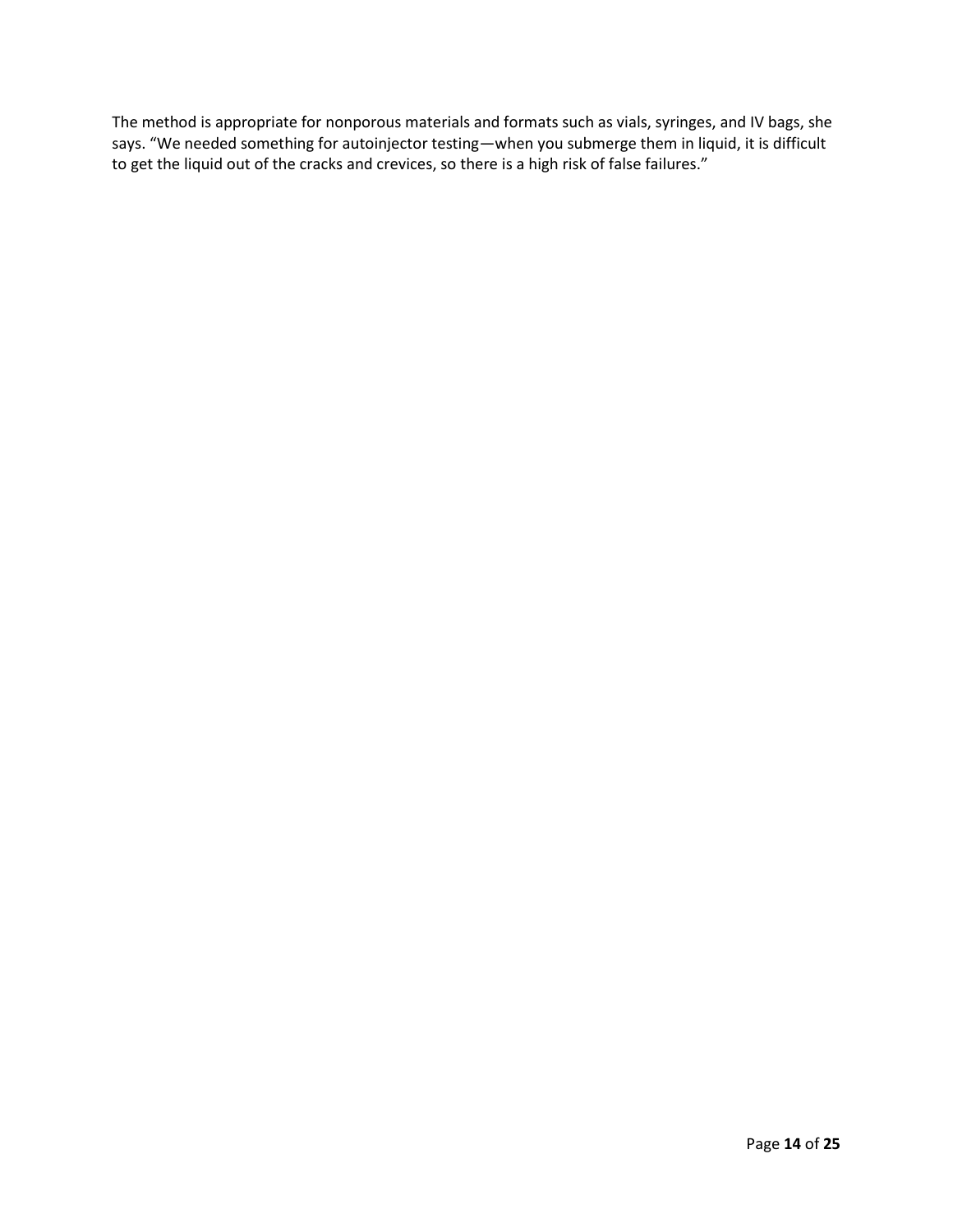The method is appropriate for nonporous materials and formats such as vials, syringes, and IV bags, she says. "We needed something for autoinjector testing—when you submerge them in liquid, it is difficult to get the liquid out of the cracks and crevices, so there is a high risk of false failures."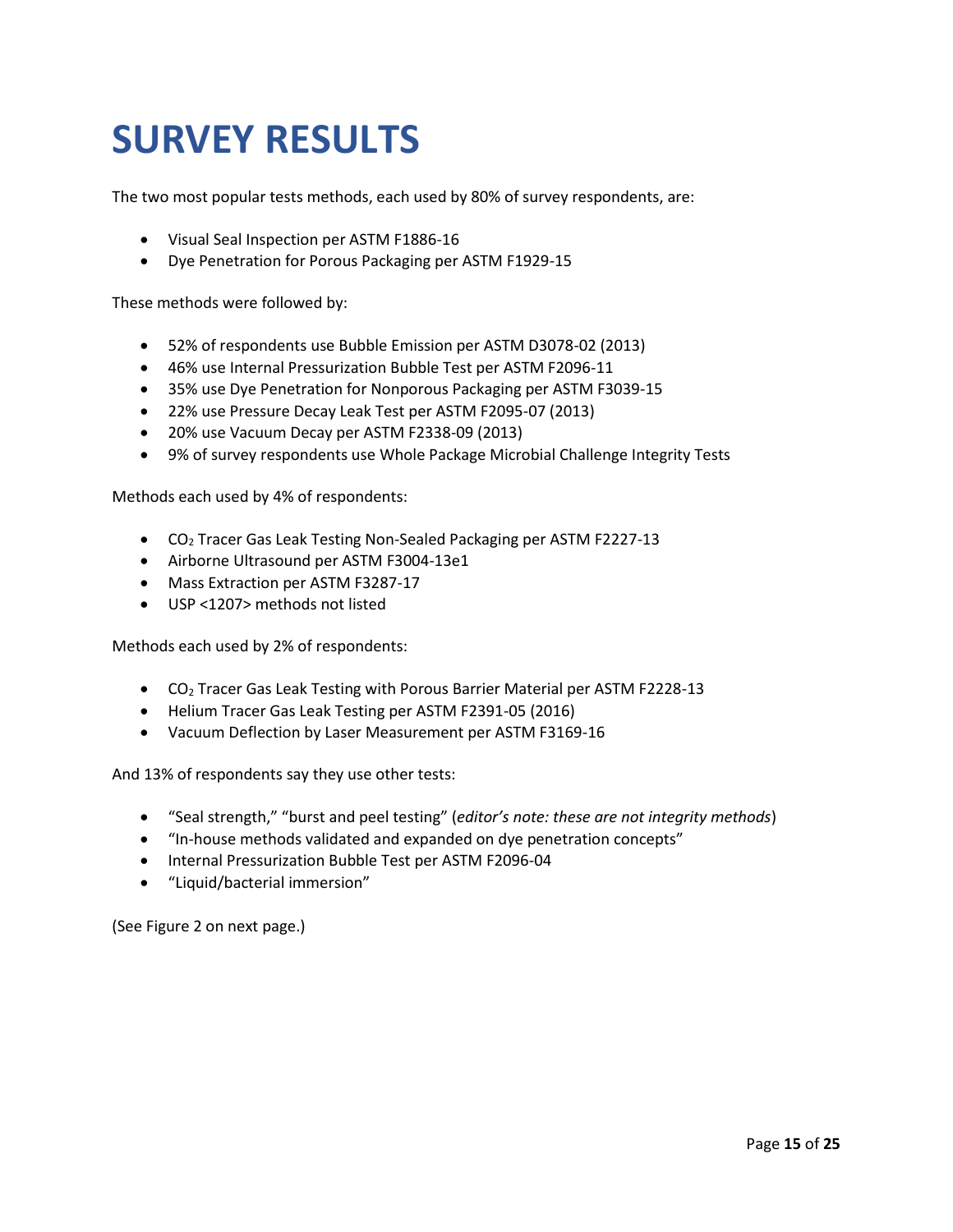# SURVEY RESULTS

The two most popular tests methods, each used by 80% of survey respondents, are:

- Visual Seal Inspection per ASTM F1886-16
- Dye Penetration for Porous Packaging per ASTM F1929-15

These methods were followed by:

- 52% of respondents use Bubble Emission per ASTM D3078-02 (2013)
- 46% use Internal Pressurization Bubble Test per ASTM F2096-11
- 35% use Dye Penetration for Nonporous Packaging per ASTM F3039-15
- 22% use Pressure Decay Leak Test per ASTM F2095-07 (2013)
- 20% use Vacuum Decay per ASTM F2338-09 (2013)
- 9% of survey respondents use Whole Package Microbial Challenge Integrity Tests

Methods each used by 4% of respondents:

- $CO_2$ Tracer Gas Leak Testing Non-Sealed Packaging per ASTM F2227-13
- Airborne Ultrasound per ASTM F3004-13e1
- Mass Extraction per ASTM F3287-17
- USP <1207> methods not listed

Methods each used by 2% of respondents:

- $CO_2$ Tracer Gas Leak Testing with Porous Barrier Material per ASTM F2228-13
- Helium Tracer Gas Leak Testing per ASTM F2391-05 (2016)
- Vacuum Deflection by Laser Measurement per ASTM F3169-16

And 13% of respondents say they use other tests:

- "Seal strength," "burst and peel testing" (*editor's note: these are not integrity methods*)
- "In-house methods validated and expanded on dye penetration concepts"
- Internal Pressurization Bubble Test per ASTM F2096-04
- "Liquid/bacterial immersion"

(See Figure 2 on next page.)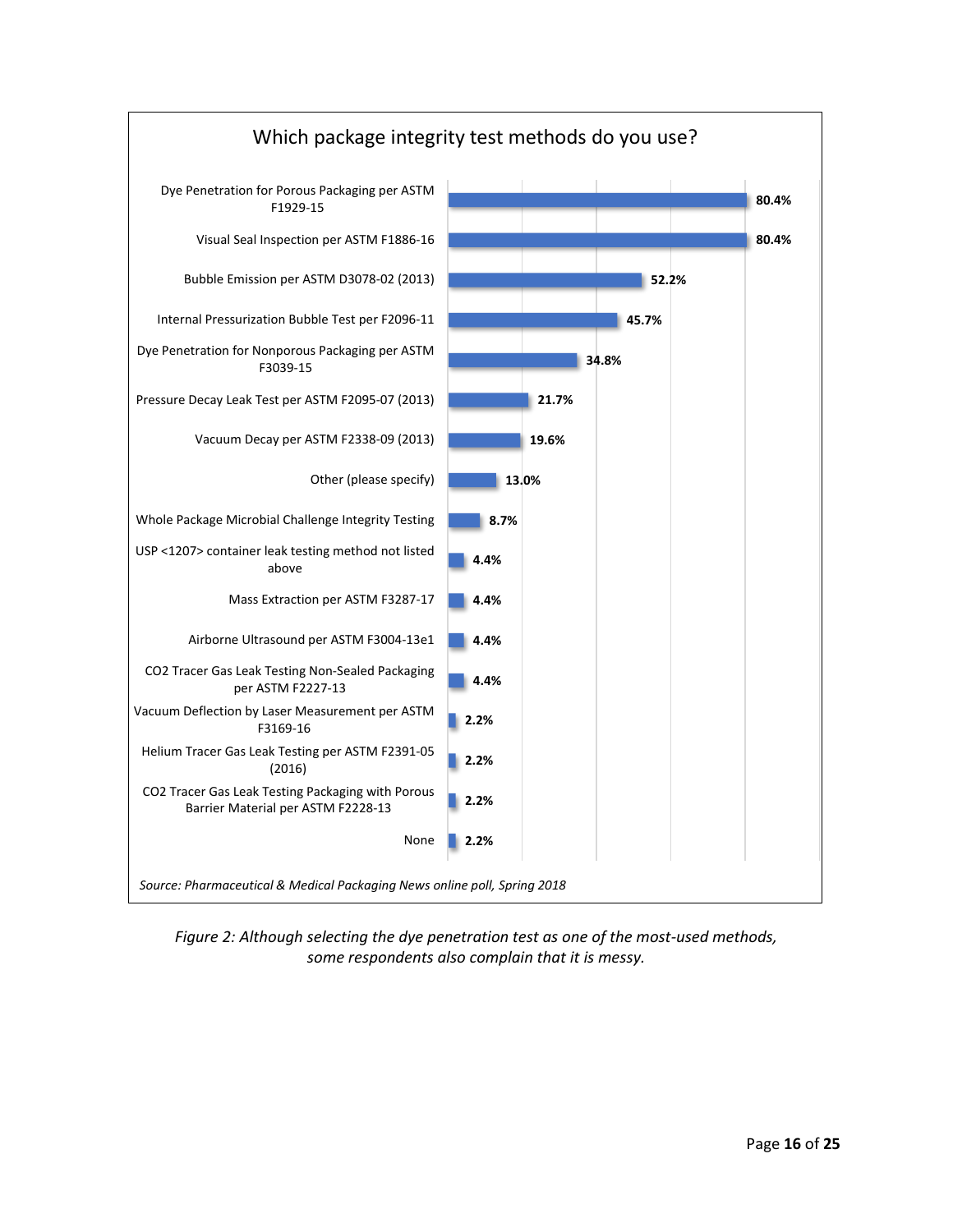**Which package integrity test methods do you use?**

| Method | Percentage |
|---|---|
| Dye Penetration for Porous Packaging per ASTM F1929-15 | 80.4% |
| Visual Seal Inspection per ASTM F1886-16 | 80.4% |
| Bubble Emission per ASTM D3078-02 (2013) | 52.2% |
| Internal Pressurization Bubble Test per F2096-11 | 45.7% |
| Dye Penetration for Nonporous Packaging per ASTM F3039-15 | 34.8% |
| Pressure Decay Leak Test per ASTM F2095-07 (2013) | 21.7% |
| Vacuum Decay per ASTM F2338-09 (2013) | 19.6% |
| Other (please specify) | 13.0% |
| Whole Package Microbial Challenge Integrity Testing | 8.7% |
| USP <1207> container leak testing method not listed above | 4.4% |
| Mass Extraction per ASTM F3287-17 | 4.4% |
| Airborne Ultrasound per ASTM F3004-13e1 | 4.4% |
| $CO_2$ Tracer Gas Leak Testing Non-Sealed Packaging per ASTM F2227-13 | 4.4% |
| Vacuum Deflection by Laser Measurement per ASTM F3169-16 | 2.2% |
| Helium Tracer Gas Leak Testing per ASTM F2391-05 (2016) | 2.2% |
| $CO_2$ Tracer Gas Leak Testing Packaging with Porous Barrier Material per ASTM F2228-13 | 2.2% |
| None | 2.2% |

*Source: Pharmaceutical & Medical Packaging News online poll, Spring 2018*

*Figure 2: Although selecting the dye penetration test as one of the most-used methods, some respondents also complain that it is messy.*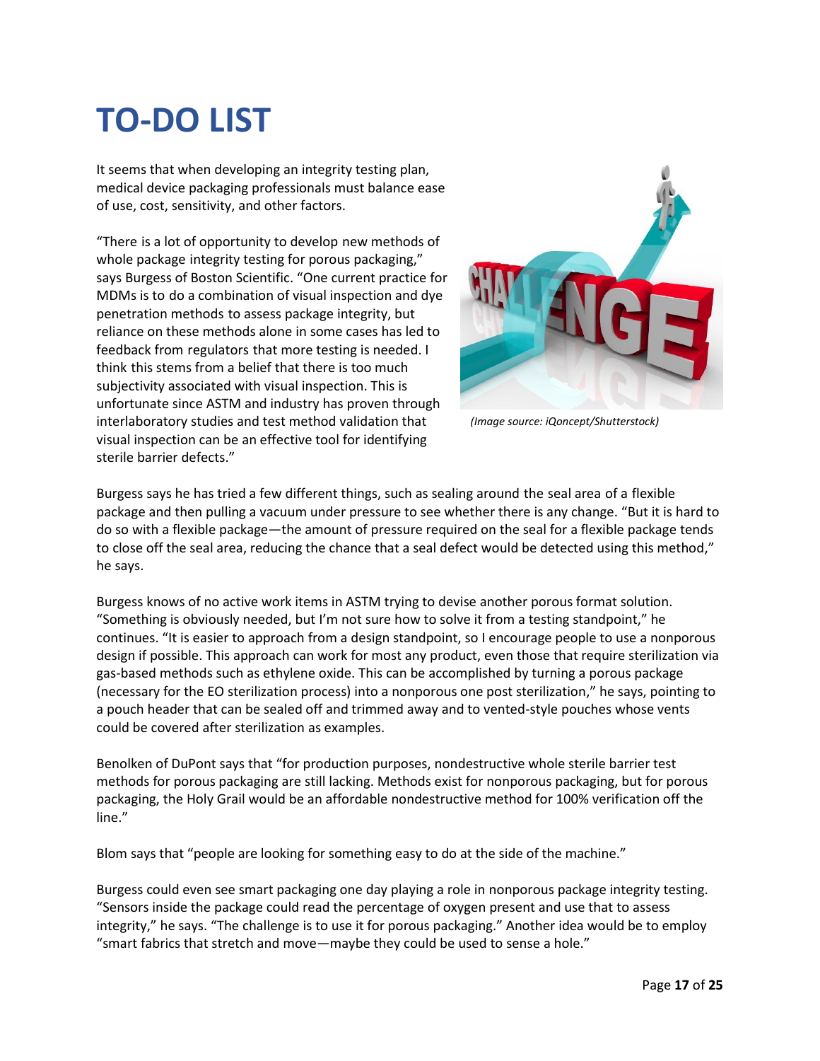# TO-DO LIST

It seems that when developing an integrity testing plan, medical device packaging professionals must balance ease of use, cost, sensitivity, and other factors.

"There is a lot of opportunity to develop new methods of whole package integrity testing for porous packaging," says Burgess of Boston Scientific. "One current practice for MDMs is to do a combination of visual inspection and dye penetration methods to assess package integrity, but reliance on these methods alone in some cases has led to feedback from regulators that more testing is needed. I think this stems from a belief that there is too much subjectivity associated with visual inspection. This is unfortunate since ASTM and industry has proven through interlaboratory studies and test method validation that visual inspection can be an effective tool for identifying sterile barrier defects."

*(Image source: iQoncept/Shutterstock)*

Burgess says he has tried a few different things, such as sealing around the seal area of a flexible package and then pulling a vacuum under pressure to see whether there is any change. "But it is hard to do so with a flexible package—the amount of pressure required on the seal for a flexible package tends to close off the seal area, reducing the chance that a seal defect would be detected using this method," he says.

Burgess knows of no active work items in ASTM trying to devise another porous format solution. "Something is obviously needed, but I'm not sure how to solve it from a testing standpoint," he continues. "It is easier to approach from a design standpoint, so I encourage people to use a nonporous design if possible. This approach can work for most any product, even those that require sterilization via gas-based methods such as ethylene oxide. This can be accomplished by turning a porous package (necessary for the EO sterilization process) into a nonporous one post sterilization," he says, pointing to a pouch header that can be sealed off and trimmed away and to vented-style pouches whose vents could be covered after sterilization as examples.

Benolken of DuPont says that "for production purposes, nondestructive whole sterile barrier test methods for porous packaging are still lacking. Methods exist for nonporous packaging, but for porous packaging, the Holy Grail would be an affordable nondestructive method for 100% verification off the line."

Blom says that "people are looking for something easy to do at the side of the machine."

Burgess could even see smart packaging one day playing a role in nonporous package integrity testing. "Sensors inside the package could read the percentage of oxygen present and use that to assess integrity," he says. "The challenge is to use it for porous packaging." Another idea would be to employ "smart fabrics that stretch and move—maybe they could be used to sense a hole."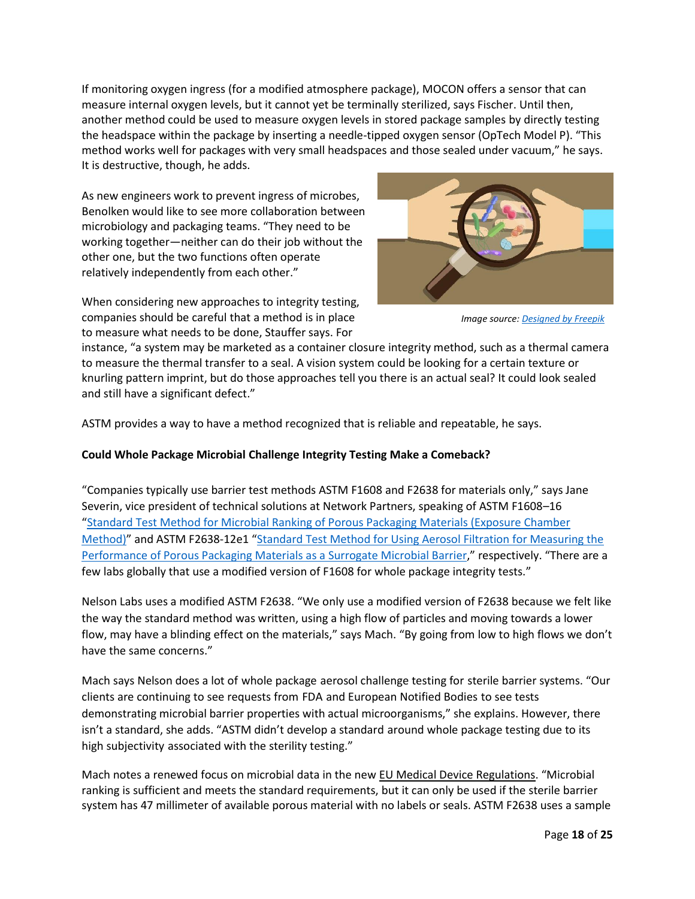If monitoring oxygen ingress (for a modified atmosphere package), MOCON offers a sensor that can measure internal oxygen levels, but it cannot yet be terminally sterilized, says Fischer. Until then, another method could be used to measure oxygen levels in stored package samples by directly testing the headspace within the package by inserting a needle-tipped oxygen sensor (OpTech Model P). "This method works well for packages with very small headspaces and those sealed under vacuum," he says. It is destructive, though, he adds.

As new engineers work to prevent ingress of microbes, Benolken would like to see more collaboration between microbiology and packaging teams. "They need to be working together—neither can do their job without the other one, but the two functions often operate relatively independently from each other."

*Image source: [Designed by Freepik]()*

When considering new approaches to integrity testing, companies should be careful that a method is in place to measure what needs to be done, Stauffer says. For instance, "a system may be marketed as a container closure integrity method, such as a thermal camera to measure the thermal transfer to a seal. A vision system could be looking for a certain texture or knurling pattern imprint, but do those approaches tell you there is an actual seal? It could look sealed and still have a significant defect."

ASTM provides a way to have a method recognized that is reliable and repeatable, he says.

**Could Whole Package Microbial Challenge Integrity Testing Make a Comeback?**

"Companies typically use barrier test methods ASTM F1608 and F2638 for materials only," says Jane Severin, vice president of technical solutions at Network Partners, speaking of ASTM F1608–16 "[Standard Test Method for Microbial Ranking of Porous Packaging Materials (Exposure Chamber Method)]()" and ASTM F2638-12e1 "[Standard Test Method for Using Aerosol Filtration for Measuring the Performance of Porous Packaging Materials as a Surrogate Microbial Barrier]()," respectively. "There are a few labs globally that use a modified version of F1608 for whole package integrity tests."

Nelson Labs uses a modified ASTM F2638. "We only use a modified version of F2638 because we felt like the way the standard method was written, using a high flow of particles and moving towards a lower flow, may have a blinding effect on the materials," says Mach. "By going from low to high flows we don't have the same concerns."

Mach says Nelson does a lot of whole package aerosol challenge testing for sterile barrier systems. "Our clients are continuing to see requests from FDA and European Notified Bodies to see tests demonstrating microbial barrier properties with actual microorganisms," she explains. However, there isn't a standard, she adds. "ASTM didn't develop a standard around whole package testing due to its high subjectivity associated with the sterility testing."

Mach notes a renewed focus on microbial data in the new EU Medical Device Regulations. "Microbial ranking is sufficient and meets the standard requirements, but it can only be used if the sterile barrier system has 47 millimeter of available porous material with no labels or seals. ASTM F2638 uses a sample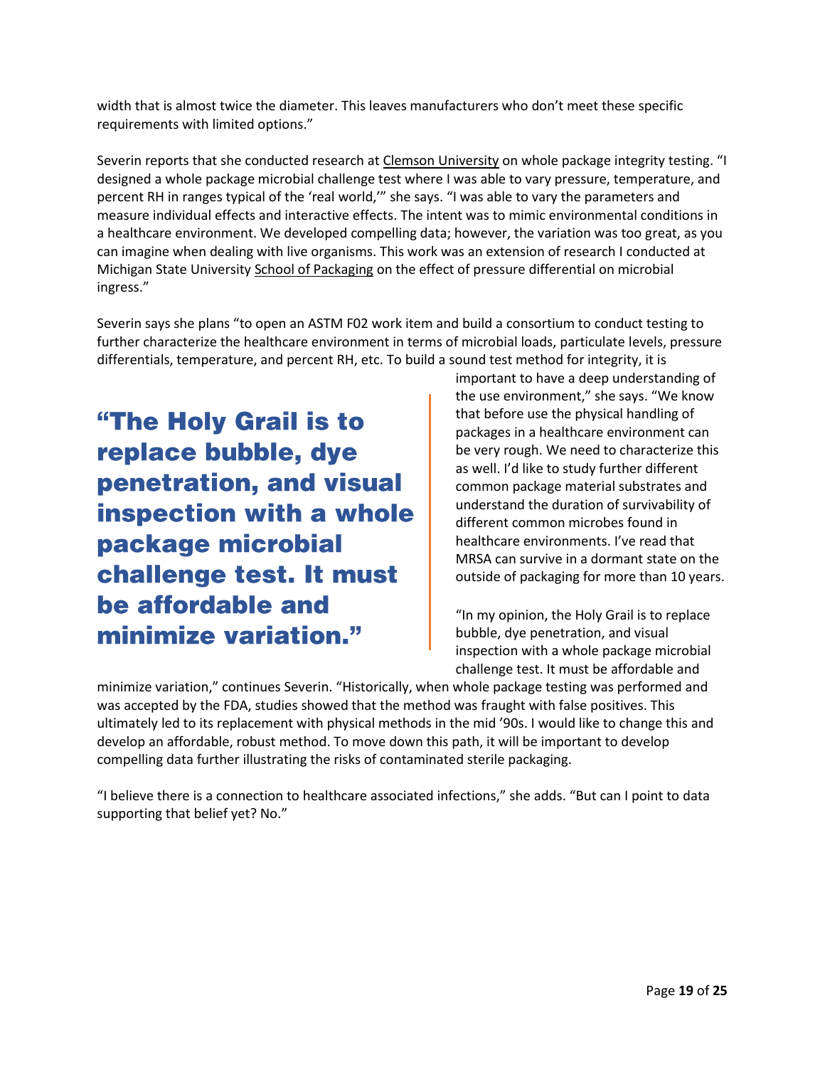width that is almost twice the diameter. This leaves manufacturers who don't meet these specific requirements with limited options."

Severin reports that she conducted research at Clemson University on whole package integrity testing. "I designed a whole package microbial challenge test where I was able to vary pressure, temperature, and percent RH in ranges typical of the 'real world,'" she says. "I was able to vary the parameters and measure individual effects and interactive effects. The intent was to mimic environmental conditions in a healthcare environment. We developed compelling data; however, the variation was too great, as you can imagine when dealing with live organisms. This work was an extension of research I conducted at Michigan State University School of Packaging on the effect of pressure differential on microbial ingress."

Severin says she plans "to open an ASTM F02 work item and build a consortium to conduct testing to further characterize the healthcare environment in terms of microbial loads, particulate levels, pressure differentials, temperature, and percent RH, etc. To build a sound test method for integrity, it is important to have a deep understanding of the use environment," she says. "We know that before use the physical handling of packages in a healthcare environment can be very rough. We need to characterize this as well. I'd like to study further different common package material substrates and understand the duration of survivability of different common microbes found in healthcare environments. I've read that MRSA can survive in a dormant state on the outside of packaging for more than 10 years.

> **"The Holy Grail is to replace bubble, dye penetration, and visual inspection with a whole package microbial challenge test. It must be affordable and minimize variation."**

"In my opinion, the Holy Grail is to replace bubble, dye penetration, and visual inspection with a whole package microbial challenge test. It must be affordable and minimize variation," continues Severin. "Historically, when whole package testing was performed and was accepted by the FDA, studies showed that the method was fraught with false positives. This ultimately led to its replacement with physical methods in the mid '90s. I would like to change this and develop an affordable, robust method. To move down this path, it will be important to develop compelling data further illustrating the risks of contaminated sterile packaging.

"I believe there is a connection to healthcare associated infections," she adds. "But can I point to data supporting that belief yet? No."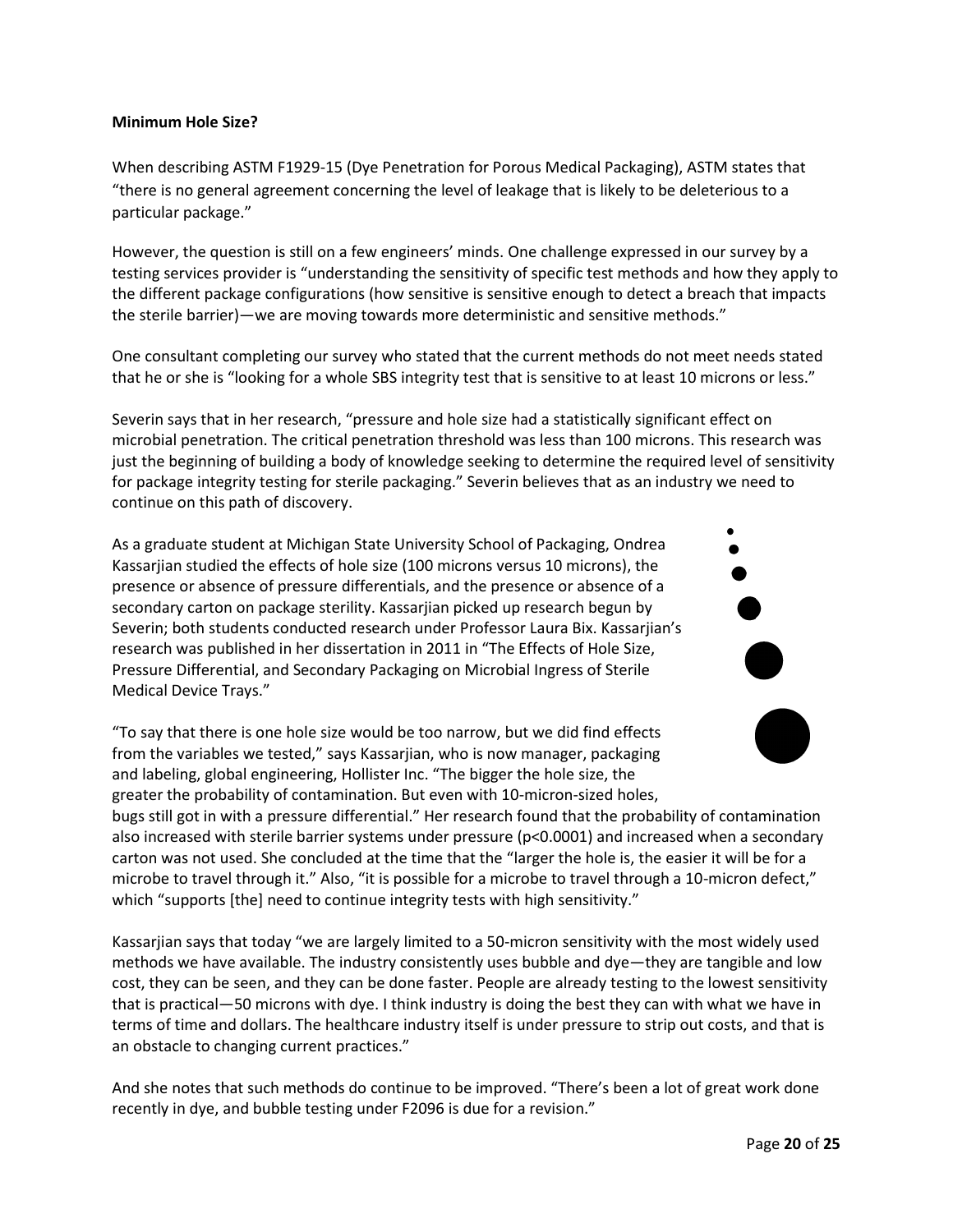**Minimum Hole Size?**

When describing ASTM F1929-15 (Dye Penetration for Porous Medical Packaging), ASTM states that "there is no general agreement concerning the level of leakage that is likely to be deleterious to a particular package."

However, the question is still on a few engineers' minds. One challenge expressed in our survey by a testing services provider is "understanding the sensitivity of specific test methods and how they apply to the different package configurations (how sensitive is sensitive enough to detect a breach that impacts the sterile barrier)—we are moving towards more deterministic and sensitive methods."

One consultant completing our survey who stated that the current methods do not meet needs stated that he or she is "looking for a whole SBS integrity test that is sensitive to at least 10 microns or less."

Severin says that in her research, "pressure and hole size had a statistically significant effect on microbial penetration. The critical penetration threshold was less than 100 microns. This research was just the beginning of building a body of knowledge seeking to determine the required level of sensitivity for package integrity testing for sterile packaging." Severin believes that as an industry we need to continue on this path of discovery.

As a graduate student at Michigan State University School of Packaging, Ondrea Kassarjian studied the effects of hole size (100 microns versus 10 microns), the presence or absence of pressure differentials, and the presence or absence of a secondary carton on package sterility. Kassarjian picked up research begun by Severin; both students conducted research under Professor Laura Bix. Kassarjian's research was published in her dissertation in 2011 in "The Effects of Hole Size, Pressure Differential, and Secondary Packaging on Microbial Ingress of Sterile Medical Device Trays."

"To say that there is one hole size would be too narrow, but we did find effects from the variables we tested," says Kassarjian, who is now manager, packaging and labeling, global engineering, Hollister Inc. "The bigger the hole size, the greater the probability of contamination. But even with 10-micron-sized holes, bugs still got in with a pressure differential." Her research found that the probability of contamination also increased with sterile barrier systems under pressure ($p<0.0001$) and increased when a secondary carton was not used. She concluded at the time that the "larger the hole is, the easier it will be for a microbe to travel through it." Also, "it is possible for a microbe to travel through a 10-micron defect," which "supports [the] need to continue integrity tests with high sensitivity."

Kassarjian says that today "we are largely limited to a 50-micron sensitivity with the most widely used methods we have available. The industry consistently uses bubble and dye—they are tangible and low cost, they can be seen, and they can be done faster. People are already testing to the lowest sensitivity that is practical—50 microns with dye. I think industry is doing the best they can with what we have in terms of time and dollars. The healthcare industry itself is under pressure to strip out costs, and that is an obstacle to changing current practices."

And she notes that such methods do continue to be improved. "There's been a lot of great work done recently in dye, and bubble testing under F2096 is due for a revision."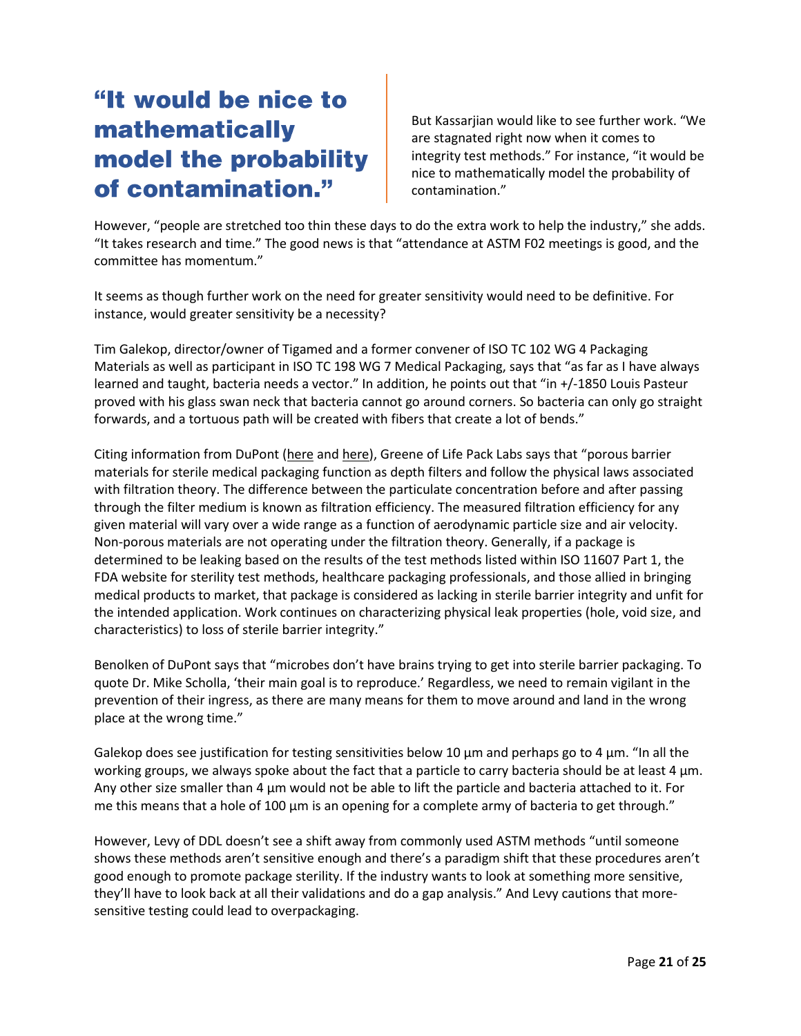> **“It would be nice to mathematically model the probability of contamination.”**

But Kassarjian would like to see further work. “We are stagnated right now when it comes to integrity test methods.” For instance, “it would be nice to mathematically model the probability of contamination.”

However, “people are stretched too thin these days to do the extra work to help the industry,” she adds. “It takes research and time.” The good news is that “attendance at ASTM F02 meetings is good, and the committee has momentum.”

It seems as though further work on the need for greater sensitivity would need to be definitive. For instance, would greater sensitivity be a necessity?

Tim Galekop, director/owner of Tigamed and a former convener of ISO TC 102 WG 4 Packaging Materials as well as participant in ISO TC 198 WG 7 Medical Packaging, says that “as far as I have always learned and taught, bacteria needs a vector.” In addition, he points out that “in +/-1850 Louis Pasteur proved with his glass swan neck that bacteria cannot go around corners. So bacteria can only go straight forwards, and a tortuous path will be created with fibers that create a lot of bends.”

Citing information from DuPont (here and here), Greene of Life Pack Labs says that “porous barrier materials for sterile medical packaging function as depth filters and follow the physical laws associated with filtration theory. The difference between the particulate concentration before and after passing through the filter medium is known as filtration efficiency. The measured filtration efficiency for any given material will vary over a wide range as a function of aerodynamic particle size and air velocity. Non-porous materials are not operating under the filtration theory. Generally, if a package is determined to be leaking based on the results of the test methods listed within ISO 11607 Part 1, the FDA website for sterility test methods, healthcare packaging professionals, and those allied in bringing medical products to market, that package is considered as lacking in sterile barrier integrity and unfit for the intended application. Work continues on characterizing physical leak properties (hole, void size, and characteristics) to loss of sterile barrier integrity.”

Benolken of DuPont says that “microbes don’t have brains trying to get into sterile barrier packaging. To quote Dr. Mike Scholla, ‘their main goal is to reproduce.’ Regardless, we need to remain vigilant in the prevention of their ingress, as there are many means for them to move around and land in the wrong place at the wrong time.”

Galekop does see justification for testing sensitivities below 10 µm and perhaps go to 4 µm. “In all the working groups, we always spoke about the fact that a particle to carry bacteria should be at least 4 µm. Any other size smaller than 4 µm would not be able to lift the particle and bacteria attached to it. For me this means that a hole of 100 µm is an opening for a complete army of bacteria to get through.”

However, Levy of DDL doesn’t see a shift away from commonly used ASTM methods “until someone shows these methods aren’t sensitive enough and there’s a paradigm shift that these procedures aren’t good enough to promote package sterility. If the industry wants to look at something more sensitive, they’ll have to look back at all their validations and do a gap analysis.” And Levy cautions that more-sensitive testing could lead to overpackaging.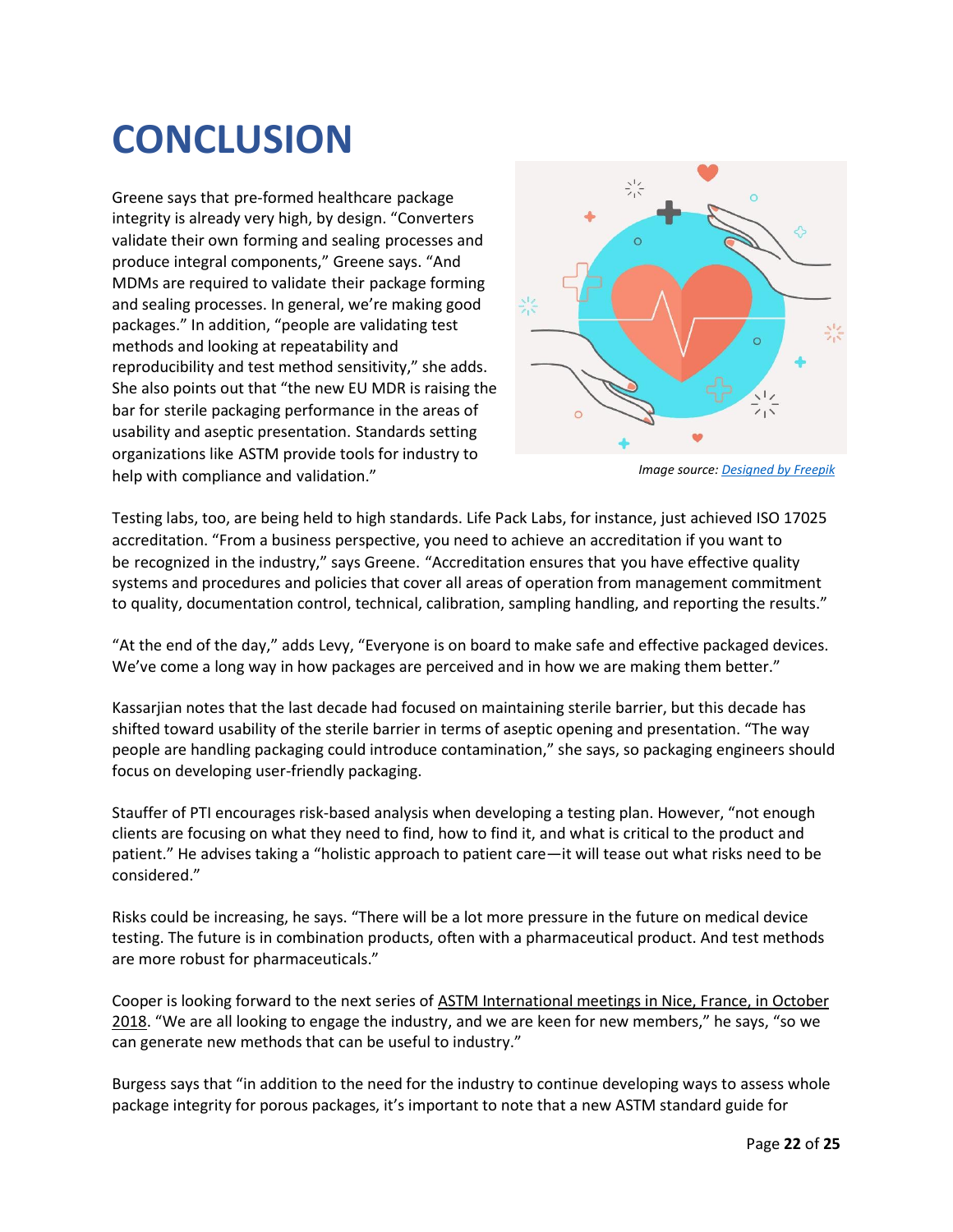# CONCLUSION

Greene says that pre-formed healthcare package integrity is already very high, by design. "Converters validate their own forming and sealing processes and produce integral components," Greene says. "And MDMs are required to validate their package forming and sealing processes. In general, we're making good packages." In addition, "people are validating test methods and looking at repeatability and reproducibility and test method sensitivity," she adds. She also points out that "the new EU MDR is raising the bar for sterile packaging performance in the areas of usability and aseptic presentation. Standards setting organizations like ASTM provide tools for industry to help with compliance and validation."

*Image source: Designed by Freepik*

Testing labs, too, are being held to high standards. Life Pack Labs, for instance, just achieved ISO 17025 accreditation. "From a business perspective, you need to achieve an accreditation if you want to be recognized in the industry," says Greene. "Accreditation ensures that you have effective quality systems and procedures and policies that cover all areas of operation from management commitment to quality, documentation control, technical, calibration, sampling handling, and reporting the results."

"At the end of the day," adds Levy, "Everyone is on board to make safe and effective packaged devices. We've come a long way in how packages are perceived and in how we are making them better."

Kassarjian notes that the last decade had focused on maintaining sterile barrier, but this decade has shifted toward usability of the sterile barrier in terms of aseptic opening and presentation. "The way people are handling packaging could introduce contamination," she says, so packaging engineers should focus on developing user-friendly packaging.

Stauffer of PTI encourages risk-based analysis when developing a testing plan. However, "not enough clients are focusing on what they need to find, how to find it, and what is critical to the product and patient." He advises taking a "holistic approach to patient care—it will tease out what risks need to be considered."

Risks could be increasing, he says. "There will be a lot more pressure in the future on medical device testing. The future is in combination products, often with a pharmaceutical product. And test methods are more robust for pharmaceuticals."

Cooper is looking forward to the next series of ASTM International meetings in Nice, France, in October 2018. "We are all looking to engage the industry, and we are keen for new members," he says, "so we can generate new methods that can be useful to industry."

Burgess says that "in addition to the need for the industry to continue developing ways to assess whole package integrity for porous packages, it's important to note that a new ASTM standard guide for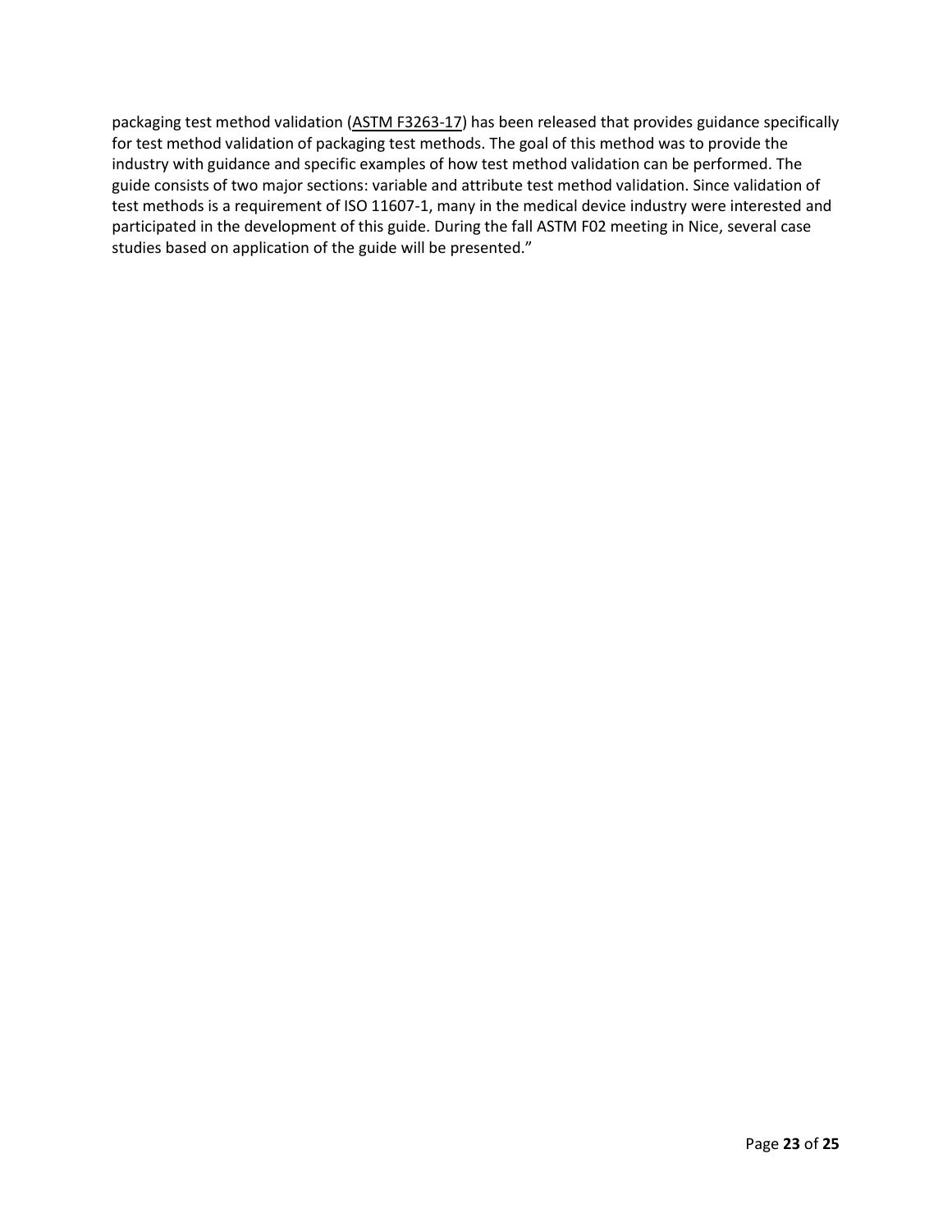packaging test method validation (ASTM F3263-17) has been released that provides guidance specifically for test method validation of packaging test methods. The goal of this method was to provide the industry with guidance and specific examples of how test method validation can be performed. The guide consists of two major sections: variable and attribute test method validation. Since validation of test methods is a requirement of ISO 11607-1, many in the medical device industry were interested and participated in the development of this guide. During the fall ASTM F02 meeting in Nice, several case studies based on application of the guide will be presented."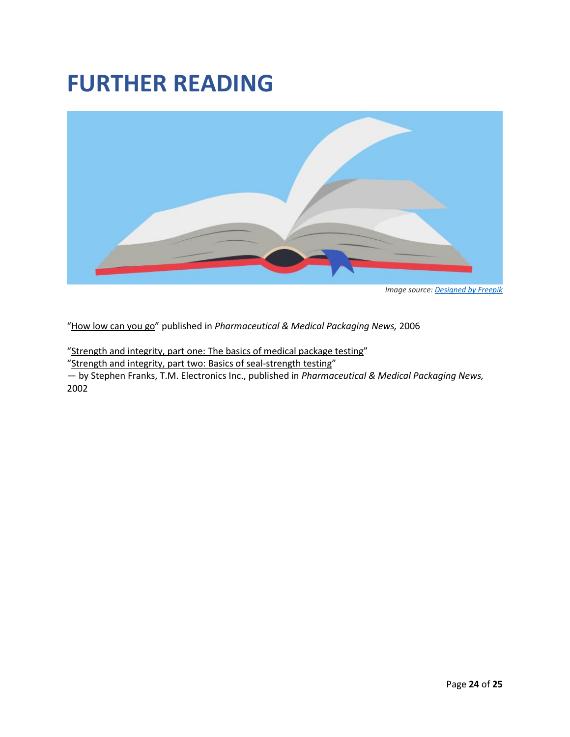# FURTHER READING

*Image source: Designed by Freepik*

"How low can you go" published in *Pharmaceutical & Medical Packaging News,* 2006

"Strength and integrity, part one: The basics of medical package testing"
"Strength and integrity, part two: Basics of seal-strength testing"
— by Stephen Franks, T.M. Electronics Inc., published in *Pharmaceutical & Medical Packaging News,* 2002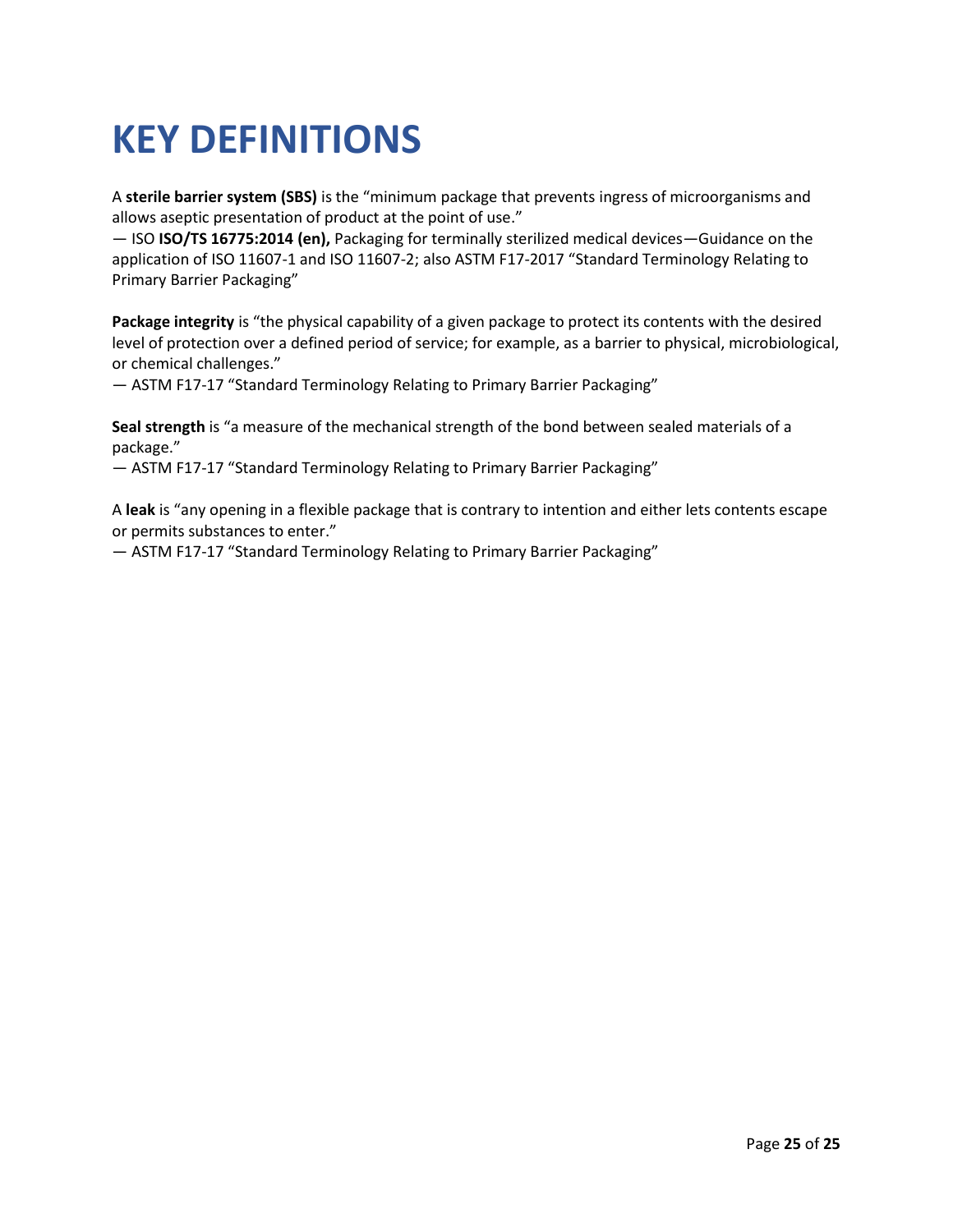# KEY DEFINITIONS

A **sterile barrier system (SBS)** is the "minimum package that prevents ingress of microorganisms and allows aseptic presentation of product at the point of use."
— ISO **ISO/TS 16775:2014 (en),** Packaging for terminally sterilized medical devices—Guidance on the application of ISO 11607-1 and ISO 11607-2; also ASTM F17-2017 "Standard Terminology Relating to Primary Barrier Packaging"

**Package integrity** is "the physical capability of a given package to protect its contents with the desired level of protection over a defined period of service; for example, as a barrier to physical, microbiological, or chemical challenges."
— ASTM F17-17 "Standard Terminology Relating to Primary Barrier Packaging"

**Seal strength** is "a measure of the mechanical strength of the bond between sealed materials of a package."
— ASTM F17-17 "Standard Terminology Relating to Primary Barrier Packaging"

A **leak** is "any opening in a flexible package that is contrary to intention and either lets contents escape or permits substances to enter."
— ASTM F17-17 "Standard Terminology Relating to Primary Barrier Packaging"